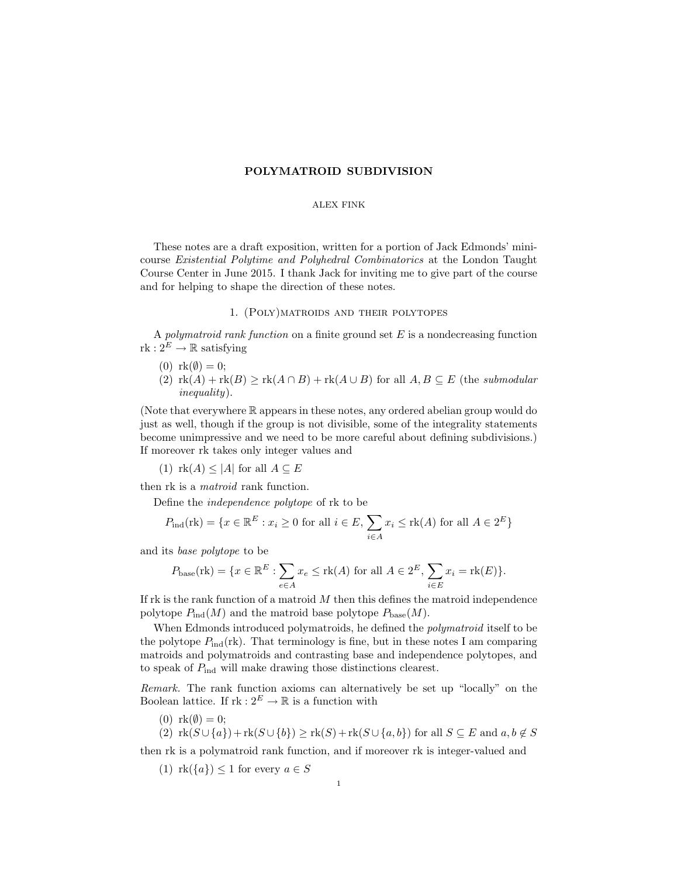# POLYMATROID SUBDIVISION

ALEX FINK

These notes are a draft exposition, written for a portion of Jack Edmonds' mini-course *Existential Polytime and Polyhedral Combinatorics* at the London Taught Course Center in June 2015. I thank Jack for inviting me to give part of the course and for helping to shape the direction of these notes.

## 1. (Poly)matroids and their polytopes

A *polymatroid rank function* on a finite ground set $E$ is a nondecreasing function $\mathrm{rk} : 2^E \to \mathbb{R}$ satisfying

(0) $\mathrm{rk}(\emptyset) = 0$;
(2) $\mathrm{rk}(A) + \mathrm{rk}(B) \geq \mathrm{rk}(A \cap B) + \mathrm{rk}(A \cup B)$ for all $A, B \subseteq E$ (the *submodular inequality*).

(Note that everywhere $\mathbb{R}$ appears in these notes, any ordered abelian group would do just as well, though if the group is not divisible, some of the integrality statements become unimpressive and we need to be more careful about defining subdivisions.) If moreover rk takes only integer values and

(1) $\mathrm{rk}(A) \leq |A|$ for all $A \subseteq E$

then rk is a *matroid* rank function.

Define the *independence polytope* of rk to be

$$P_{\mathrm{ind}}(\mathrm{rk}) = \{x \in \mathbb{R}^E : x_i \geq 0 \text{ for all } i \in E, \sum_{i \in A} x_i \leq \mathrm{rk}(A) \text{ for all } A \in 2^E\}$$

and its *base polytope* to be

$$P_{\mathrm{base}}(\mathrm{rk}) = \{x \in \mathbb{R}^E : \sum_{e \in A} x_e \leq \mathrm{rk}(A) \text{ for all } A \in 2^E, \sum_{i \in E} x_i = \mathrm{rk}(E)\}.$$

If rk is the rank function of a matroid $M$ then this defines the matroid independence polytope $P_{\mathrm{ind}}(M)$ and the matroid base polytope $P_{\mathrm{base}}(M)$.

When Edmonds introduced polymatroids, he defined the *polymatroid* itself to be the polytope $P_{\mathrm{ind}}(\mathrm{rk})$. That terminology is fine, but in these notes I am comparing matroids and polymatroids and contrasting base and independence polytopes, and to speak of $P_{\mathrm{ind}}$ will make drawing those distinctions clearest.

*Remark.* The rank function axioms can alternatively be set up "locally" on the Boolean lattice. If $\mathrm{rk} : 2^E \to \mathbb{R}$ is a function with

(0) $\mathrm{rk}(\emptyset) = 0$;
(2) $\mathrm{rk}(S \cup \{a\}) + \mathrm{rk}(S \cup \{b\}) \geq \mathrm{rk}(S) + \mathrm{rk}(S \cup \{a, b\})$ for all $S \subseteq E$ and $a, b \notin S$

then rk is a polymatroid rank function, and if moreover rk is integer-valued and

(1) $\mathrm{rk}(\{a\}) \leq 1$ for every $a \in S$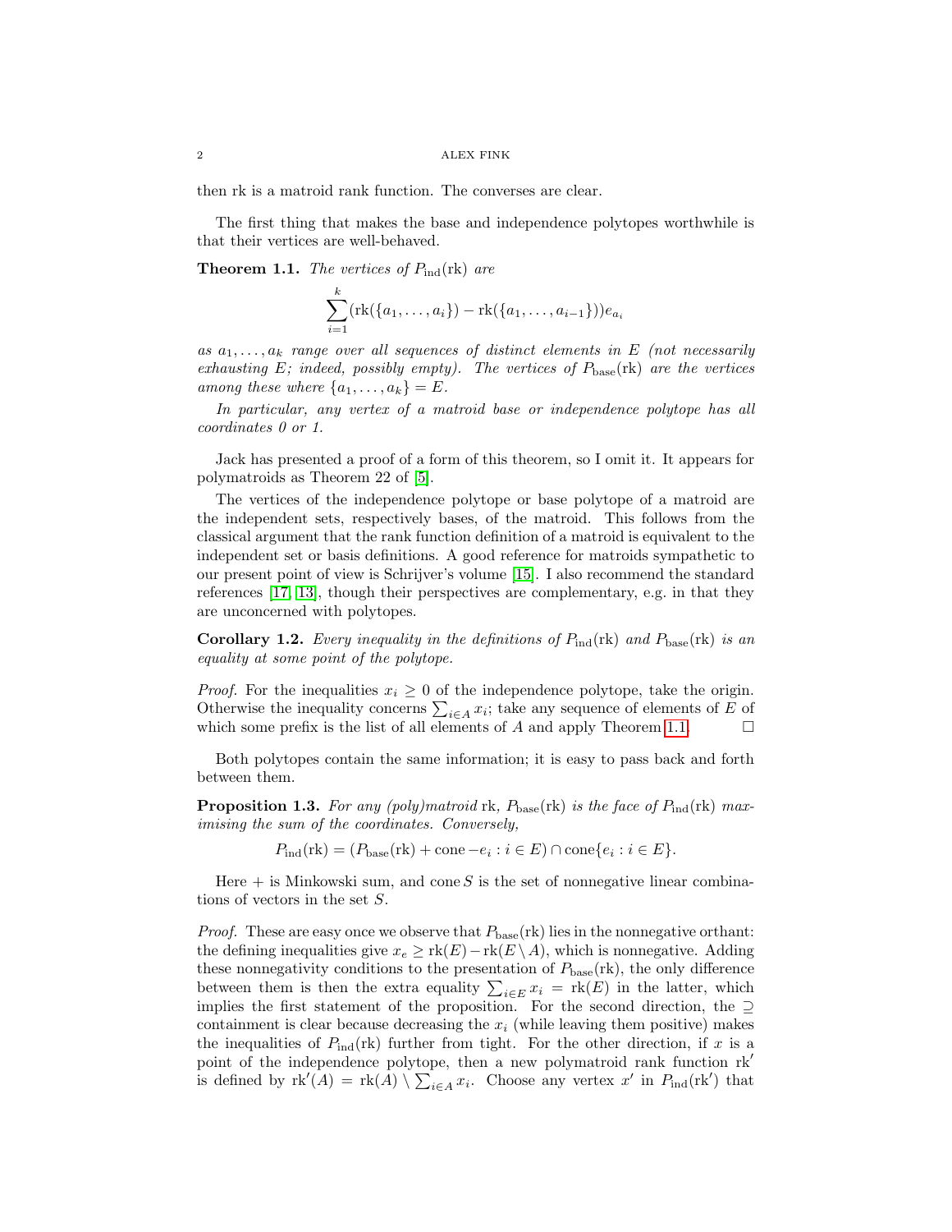then rk is a matroid rank function. The converses are clear.

The first thing that makes the base and independence polytopes worthwhile is that their vertices are well-behaved.

**Theorem 1.1.** *The vertices of $P_{\text{ind}}(\text{rk})$ are*

$$\sum_{i=1}^{k} (\text{rk}(\{a_1, \ldots, a_i\}) - \text{rk}(\{a_1, \ldots, a_{i-1}\}))e_{a_i}$$

*as $a_1, \ldots, a_k$ range over all sequences of distinct elements in $E$ (not necessarily exhausting $E$; indeed, possibly empty). The vertices of $P_{\text{base}}(\text{rk})$ are the vertices among these where $\{a_1, \ldots, a_k\} = E$.*

*In particular, any vertex of a matroid base or independence polytope has all coordinates 0 or 1.*

Jack has presented a proof of a form of this theorem, so I omit it. It appears for polymatroids as Theorem 22 of [5].

The vertices of the independence polytope or base polytope of a matroid are the independent sets, respectively bases, of the matroid. This follows from the classical argument that the rank function definition of a matroid is equivalent to the independent set or basis definitions. A good reference for matroids sympathetic to our present point of view is Schrijver's volume [15]. I also recommend the standard references [17, 13], though their perspectives are complementary, e.g. in that they are unconcerned with polytopes.

**Corollary 1.2.** *Every inequality in the definitions of $P_{\text{ind}}(\text{rk})$ and $P_{\text{base}}(\text{rk})$ is an equality at some point of the polytope.*

*Proof.* For the inequalities $x_i \geq 0$ of the independence polytope, take the origin. Otherwise the inequality concerns $\sum_{i \in A} x_i$; take any sequence of elements of $E$ of which some prefix is the list of all elements of $A$ and apply Theorem 1.1. □

Both polytopes contain the same information; it is easy to pass back and forth between them.

**Proposition 1.3.** *For any (poly)matroid rk, $P_{\text{base}}(\text{rk})$ is the face of $P_{\text{ind}}(\text{rk})$ maximising the sum of the coordinates. Conversely,*

$$P_{\text{ind}}(\text{rk}) = (P_{\text{base}}(\text{rk}) + \text{cone} -e_i : i \in E) \cap \text{cone}\{e_i : i \in E\}.$$

Here $+$ is Minkowski sum, and $\text{cone}\, S$ is the set of nonnegative linear combinations of vectors in the set $S$.

*Proof.* These are easy once we observe that $P_{\text{base}}(\text{rk})$ lies in the nonnegative orthant: the defining inequalities give $x_e \geq \text{rk}(E) - \text{rk}(E \setminus A)$, which is nonnegative. Adding these nonnegativity conditions to the presentation of $P_{\text{base}}(\text{rk})$, the only difference between them is then the extra equality $\sum_{i \in E} x_i = \text{rk}(E)$ in the latter, which implies the first statement of the proposition. For the second direction, the $\supseteq$ containment is clear because decreasing the $x_i$ (while leaving them positive) makes the inequalities of $P_{\text{ind}}(\text{rk})$ further from tight. For the other direction, if $x$ is a point of the independence polytope, then a new polymatroid rank function $\text{rk}'$ is defined by $\text{rk}'(A) = \text{rk}(A) \setminus \sum_{i \in A} x_i$. Choose any vertex $x'$ in $P_{\text{ind}}(\text{rk}')$ that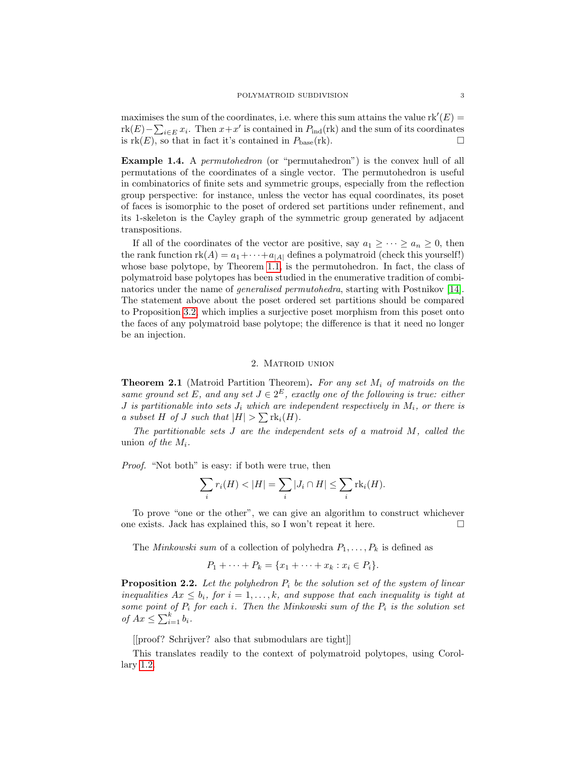maximises the sum of the coordinates, i.e. where this sum attains the value $\mathrm{rk}'(E) = \mathrm{rk}(E) - \sum_{i \in E} x_i$. Then $x + x'$ is contained in $P_{\mathrm{ind}}(\mathrm{rk})$ and the sum of its coordinates is $\mathrm{rk}(E)$, so that in fact it's contained in $P_{\mathrm{base}}(\mathrm{rk})$. □

**Example 1.4.** A *permutohedron* (or "permutahedron") is the convex hull of all permutations of the coordinates of a single vector. The permutohedron is useful in combinatorics of finite sets and symmetric groups, especially from the reflection group perspective: for instance, unless the vector has equal coordinates, its poset of faces is isomorphic to the poset of ordered set partitions under refinement, and its 1-skeleton is the Cayley graph of the symmetric group generated by adjacent transpositions.

If all of the coordinates of the vector are positive, say $a_1 \geq \cdots \geq a_n \geq 0$, then the rank function $\mathrm{rk}(A) = a_1 + \cdots + a_{|A|}$ defines a polymatroid (check this yourself!) whose base polytope, by Theorem 1.1, is the permutohedron. In fact, the class of polymatroid base polytopes has been studied in the enumerative tradition of combinatorics under the name of *generalised permutohedra*, starting with Postnikov [14]. The statement above about the poset ordered set partitions should be compared to Proposition 3.2, which implies a surjective poset morphism from this poset onto the faces of any polymatroid base polytope; the difference is that it need no longer be an injection.

## 2. Matroid union

**Theorem 2.1** (Matroid Partition Theorem)**.** *For any set $M_i$ of matroids on the same ground set $E$, and any set $J \in 2^E$, exactly one of the following is true: either $J$ is partitionable into sets $J_i$ which are independent respectively in $M_i$, or there is a subset $H$ of $J$ such that $|H| > \sum \mathrm{rk}_i(H)$.*

*The partitionable sets $J$ are the independent sets of a matroid $M$, called the* union *of the $M_i$.*

*Proof.* "Not both" is easy: if both were true, then

$$\sum_i r_i(H) < |H| = \sum_i |J_i \cap H| \leq \sum_i \mathrm{rk}_i(H).$$

To prove "one or the other", we can give an algorithm to construct whichever one exists. Jack has explained this, so I won't repeat it here. □

The *Minkowski sum* of a collection of polyhedra $P_1, \ldots, P_k$ is defined as

$$P_1 + \cdots + P_k = \{x_1 + \cdots + x_k : x_i \in P_i\}.$$

**Proposition 2.2.** *Let the polyhedron $P_i$ be the solution set of the system of linear inequalities $Ax \leq b_i$, for $i = 1, \ldots, k$, and suppose that each inequality is tight at some point of $P_i$ for each $i$. Then the Minkowski sum of the $P_i$ is the solution set of $Ax \leq \sum_{i=1}^{k} b_i$.*

[[proof? Schrijver? also that submodulars are tight]]

This translates readily to the context of polymatroid polytopes, using Corollary 1.2.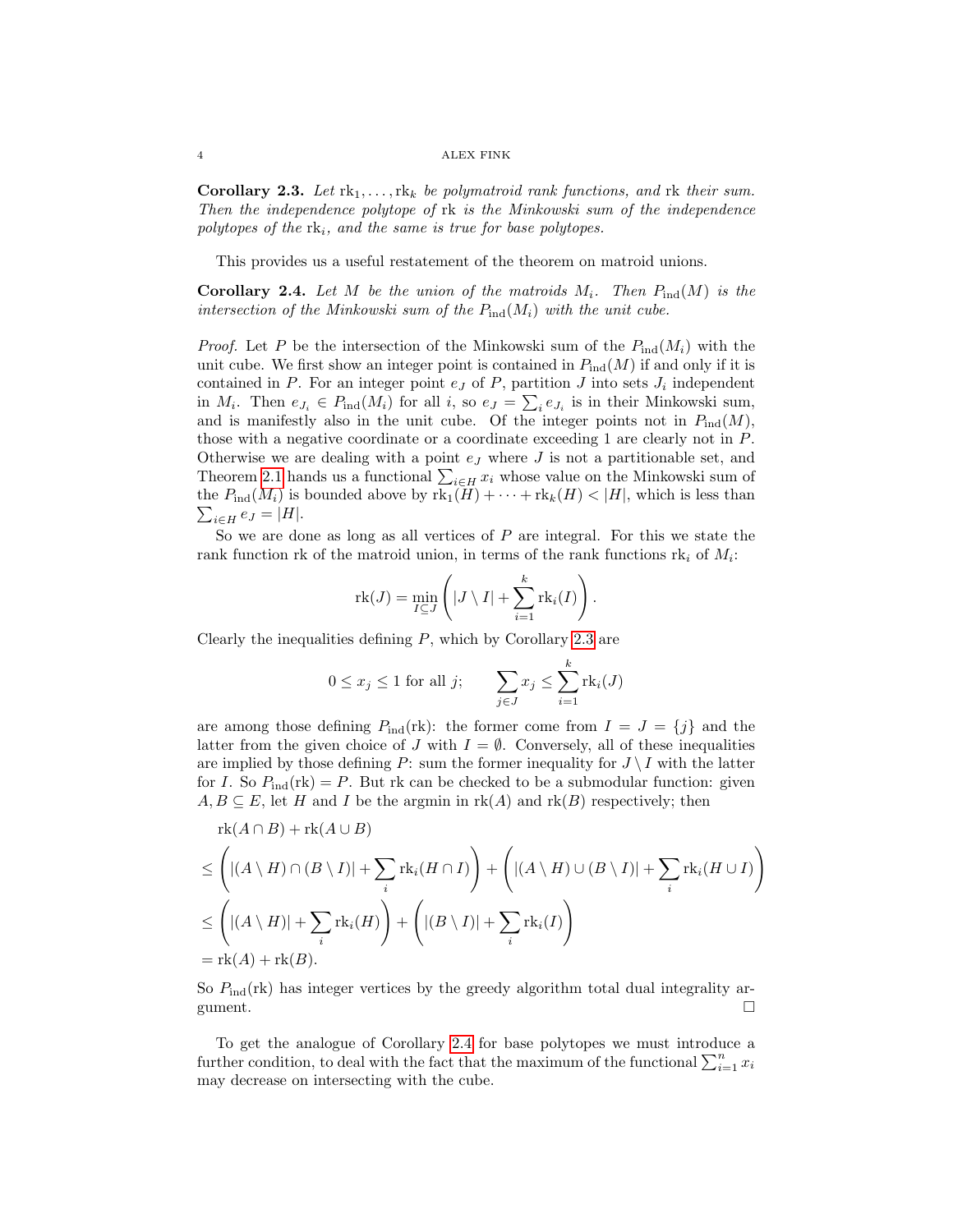**Corollary 2.3.** *Let $\mathrm{rk}_1, \dots, \mathrm{rk}_k$ be polymatroid rank functions, and $\mathrm{rk}$ their sum. Then the independence polytope of $\mathrm{rk}$ is the Minkowski sum of the independence polytopes of the $\mathrm{rk}_i$, and the same is true for base polytopes.*

This provides us a useful restatement of the theorem on matroid unions.

**Corollary 2.4.** *Let $M$ be the union of the matroids $M_i$. Then $P_{\mathrm{ind}}(M)$ is the intersection of the Minkowski sum of the $P_{\mathrm{ind}}(M_i)$ with the unit cube.*

*Proof.* Let $P$ be the intersection of the Minkowski sum of the $P_{\mathrm{ind}}(M_i)$ with the unit cube. We first show an integer point is contained in $P_{\mathrm{ind}}(M)$ if and only if it is contained in $P$. For an integer point $e_J$ of $P$, partition $J$ into sets $J_i$ independent in $M_i$. Then $e_{J_i} \in P_{\mathrm{ind}}(M_i)$ for all $i$, so $e_J = \sum_i e_{J_i}$ is in their Minkowski sum, and is manifestly also in the unit cube. Of the integer points not in $P_{\mathrm{ind}}(M)$, those with a negative coordinate or a coordinate exceeding 1 are clearly not in $P$. Otherwise we are dealing with a point $e_J$ where $J$ is not a partitionable set, and Theorem 2.1 hands us a functional $\sum_{i \in H} x_i$ whose value on the Minkowski sum of the $P_{\mathrm{ind}}(M_i)$ is bounded above by $\mathrm{rk}_1(H) + \cdots + \mathrm{rk}_k(H) < |H|$, which is less than $\sum_{i \in H} e_J = |H|$.

So we are done as long as all vertices of $P$ are integral. For this we state the rank function $\mathrm{rk}$ of the matroid union, in terms of the rank functions $\mathrm{rk}_i$ of $M_i$:

$$\mathrm{rk}(J) = \min_{I \subseteq J} \left( |J \setminus I| + \sum_{i=1}^{k} \mathrm{rk}_i(I) \right).$$

Clearly the inequalities defining $P$, which by Corollary 2.3 are

$$0 \le x_j \le 1 \text{ for all } j; \qquad \sum_{j \in J} x_j \le \sum_{i=1}^{k} \mathrm{rk}_i(J)$$

are among those defining $P_{\mathrm{ind}}(\mathrm{rk})$: the former come from $I = J = \{j\}$ and the latter from the given choice of $J$ with $I = \emptyset$. Conversely, all of these inequalities are implied by those defining $P$: sum the former inequality for $J \setminus I$ with the latter for $I$. So $P_{\mathrm{ind}}(\mathrm{rk}) = P$. But $\mathrm{rk}$ can be checked to be a submodular function: given $A, B \subseteq E$, let $H$ and $I$ be the argmin in $\mathrm{rk}(A)$ and $\mathrm{rk}(B)$ respectively; then

$$\begin{aligned}
&\mathrm{rk}(A \cap B) + \mathrm{rk}(A \cup B) \\
&\le \left( |(A \setminus H) \cap (B \setminus I)| + \sum_i \mathrm{rk}_i(H \cap I) \right) + \left( |(A \setminus H) \cup (B \setminus I)| + \sum_i \mathrm{rk}_i(H \cup I) \right) \\
&\le \left( |(A \setminus H)| + \sum_i \mathrm{rk}_i(H) \right) + \left( |(B \setminus I)| + \sum_i \mathrm{rk}_i(I) \right) \\
&= \mathrm{rk}(A) + \mathrm{rk}(B).
\end{aligned}$$

So $P_{\mathrm{ind}}(\mathrm{rk})$ has integer vertices by the greedy algorithm total dual integrality argument. □

To get the analogue of Corollary 2.4 for base polytopes we must introduce a further condition, to deal with the fact that the maximum of the functional $\sum_{i=1}^{n} x_i$ may decrease on intersecting with the cube.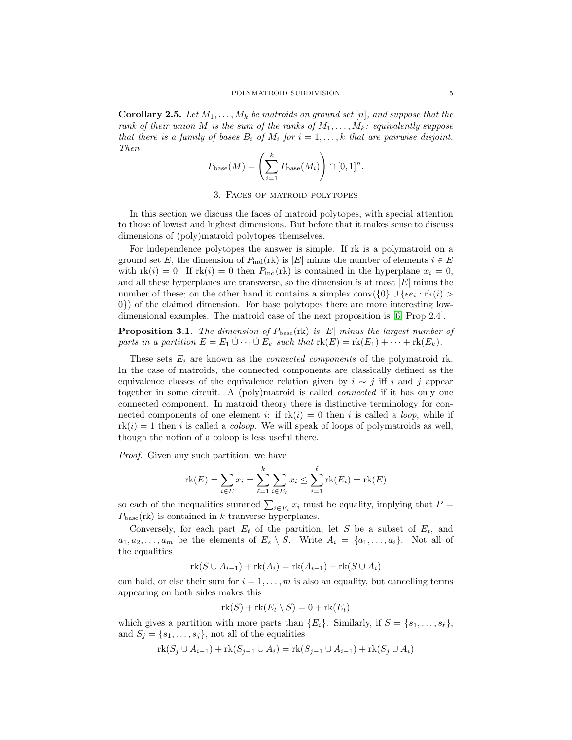**Corollary 2.5.** *Let $M_1, \dots, M_k$ be matroids on ground set $[n]$, and suppose that the rank of their union $M$ is the sum of the ranks of $M_1, \dots, M_k$: equivalently suppose that there is a family of bases $B_i$ of $M_i$ for $i = 1, \dots, k$ that are pairwise disjoint. Then*

$$P_{\text{base}}(M) = \left(\sum_{i=1}^{k} P_{\text{base}}(M_i)\right) \cap [0,1]^n.$$

## 3. Faces of matroid polytopes

In this section we discuss the faces of matroid polytopes, with special attention to those of lowest and highest dimensions. But before that it makes sense to discuss dimensions of (poly)matroid polytopes themselves.

For independence polytopes the answer is simple. If rk is a polymatroid on a ground set $E$, the dimension of $P_{\text{ind}}(\text{rk})$ is $|E|$ minus the number of elements $i \in E$ with $\text{rk}(i) = 0$. If $\text{rk}(i) = 0$ then $P_{\text{ind}}(\text{rk})$ is contained in the hyperplane $x_i = 0$, and all these hyperplanes are transverse, so the dimension is at most $|E|$ minus the number of these; on the other hand it contains a simplex $\text{conv}(\{0\} \cup \{\epsilon e_i : \text{rk}(i) > 0\})$ of the claimed dimension. For base polytopes there are more interesting low-dimensional examples. The matroid case of the next proposition is [6, Prop 2.4].

**Proposition 3.1.** *The dimension of $P_{\text{base}}(\text{rk})$ is $|E|$ minus the largest number of parts in a partition $E = E_1 \dot\cup \cdots \dot\cup E_k$ such that $\text{rk}(E) = \text{rk}(E_1) + \cdots + \text{rk}(E_k)$.*

These sets $E_i$ are known as the *connected components* of the polymatroid rk. In the case of matroids, the connected components are classically defined as the equivalence classes of the equivalence relation given by $i \sim j$ iff $i$ and $j$ appear together in some circuit. A (poly)matroid is called *connected* if it has only one connected component. In matroid theory there is distinctive terminology for connected components of one element $i$: if $\text{rk}(i) = 0$ then $i$ is called a *loop*, while if $\text{rk}(i) = 1$ then $i$ is called a *coloop*. We will speak of loops of polymatroids as well, though the notion of a coloop is less useful there.

*Proof.* Given any such partition, we have

$$\text{rk}(E) = \sum_{i \in E} x_i = \sum_{\ell=1}^{k} \sum_{i \in E_\ell} x_i \leq \sum_{i=1}^{\ell} \text{rk}(E_i) = \text{rk}(E)$$

so each of the inequalities summed $\sum_{i \in E_i} x_i$ must be equality, implying that $P = P_{\text{base}}(\text{rk})$ is contained in $k$ tranverse hyperplanes.

Conversely, for each part $E_t$ of the partition, let $S$ be a subset of $E_t$, and $a_1, a_2, \dots, a_m$ be the elements of $E_s \setminus S$. Write $A_i = \{a_1, \dots, a_i\}$. Not all of the equalities

$$\text{rk}(S \cup A_{i-1}) + \text{rk}(A_i) = \text{rk}(A_{i-1}) + \text{rk}(S \cup A_i)$$

can hold, or else their sum for $i = 1, \dots, m$ is also an equality, but cancelling terms appearing on both sides makes this

$$\text{rk}(S) + \text{rk}(E_t \setminus S) = 0 + \text{rk}(E_t)$$

which gives a partition with more parts than $\{E_i\}$. Similarly, if $S = \{s_1, \dots, s_\ell\}$, and $S_j = \{s_1, \dots, s_j\}$, not all of the equalities

$$\text{rk}(S_j \cup A_{i-1}) + \text{rk}(S_{j-1} \cup A_i) = \text{rk}(S_{j-1} \cup A_{i-1}) + \text{rk}(S_j \cup A_i)$$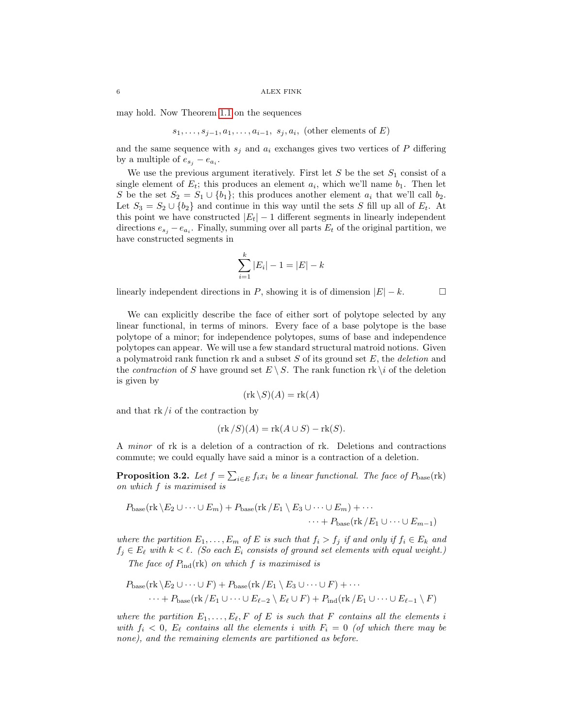may hold. Now Theorem 1.1 on the sequences

$$s_1, \ldots, s_{j-1}, a_1, \ldots, a_{i-1},\ s_j, a_i,\ \text{(other elements of } E)$$

and the same sequence with $s_j$ and $a_i$ exchanges gives two vertices of $P$ differing by a multiple of $e_{s_j} - e_{a_i}$.

We use the previous argument iteratively. First let $S$ be the set $S_1$ consist of a single element of $E_t$; this produces an element $a_i$, which we'll name $b_1$. Then let $S$ be the set $S_2 = S_1 \cup \{b_1\}$; this produces another element $a_i$ that we'll call $b_2$. Let $S_3 = S_2 \cup \{b_2\}$ and continue in this way until the sets $S$ fill up all of $E_t$. At this point we have constructed $|E_t| - 1$ different segments in linearly independent directions $e_{s_j} - e_{a_i}$. Finally, summing over all parts $E_t$ of the original partition, we have constructed segments in

$$\sum_{i=1}^{k} |E_i| - 1 = |E| - k$$

linearly independent directions in $P$, showing it is of dimension $|E| - k$. □

We can explicitly describe the face of either sort of polytope selected by any linear functional, in terms of minors. Every face of a base polytope is the base polytope of a minor; for independence polytopes, sums of base and independence polytopes can appear. We will use a few standard structural matroid notions. Given a polymatroid rank function rk and a subset $S$ of its ground set $E$, the *deletion* and the *contraction* of $S$ have ground set $E \setminus S$. The rank function $\mathrm{rk} \setminus i$ of the deletion is given by

$$(\mathrm{rk} \setminus S)(A) = \mathrm{rk}(A)$$

and that $\mathrm{rk} / i$ of the contraction by

$$(\mathrm{rk} / S)(A) = \mathrm{rk}(A \cup S) - \mathrm{rk}(S).$$

A *minor* of rk is a deletion of a contraction of rk. Deletions and contractions commute; we could equally have said a minor is a contraction of a deletion.

**Proposition 3.2.** *Let $f = \sum_{i \in E} f_i x_i$ be a linear functional. The face of $P_{\mathrm{base}}(\mathrm{rk})$ on which $f$ is maximised is*

$$P_{\mathrm{base}}(\mathrm{rk} \setminus E_2 \cup \cdots \cup E_m) + P_{\mathrm{base}}(\mathrm{rk} / E_1 \setminus E_3 \cup \cdots \cup E_m) + \cdots$$
$$\cdots + P_{\mathrm{base}}(\mathrm{rk} / E_1 \cup \cdots \cup E_{m-1})$$

*where the partition $E_1, \ldots, E_m$ of $E$ is such that $f_i > f_j$ if and only if $f_i \in E_k$ and $f_j \in E_\ell$ with $k < \ell$. (So each $E_i$ consists of ground set elements with equal weight.)*

*The face of $P_{\mathrm{ind}}(\mathrm{rk})$ on which $f$ is maximised is*

$$P_{\mathrm{base}}(\mathrm{rk} \setminus E_2 \cup \cdots \cup F) + P_{\mathrm{base}}(\mathrm{rk} / E_1 \setminus E_3 \cup \cdots \cup F) + \cdots$$
$$\cdots + P_{\mathrm{base}}(\mathrm{rk} / E_1 \cup \cdots \cup E_{\ell-2} \setminus E_\ell \cup F) + P_{\mathrm{ind}}(\mathrm{rk} / E_1 \cup \cdots \cup E_{\ell-1} \setminus F)$$

*where the partition $E_1, \ldots, E_\ell, F$ of $E$ is such that $F$ contains all the elements $i$ with $f_i < 0$, $E_\ell$ contains all the elements $i$ with $F_i = 0$ (of which there may be none), and the remaining elements are partitioned as before.*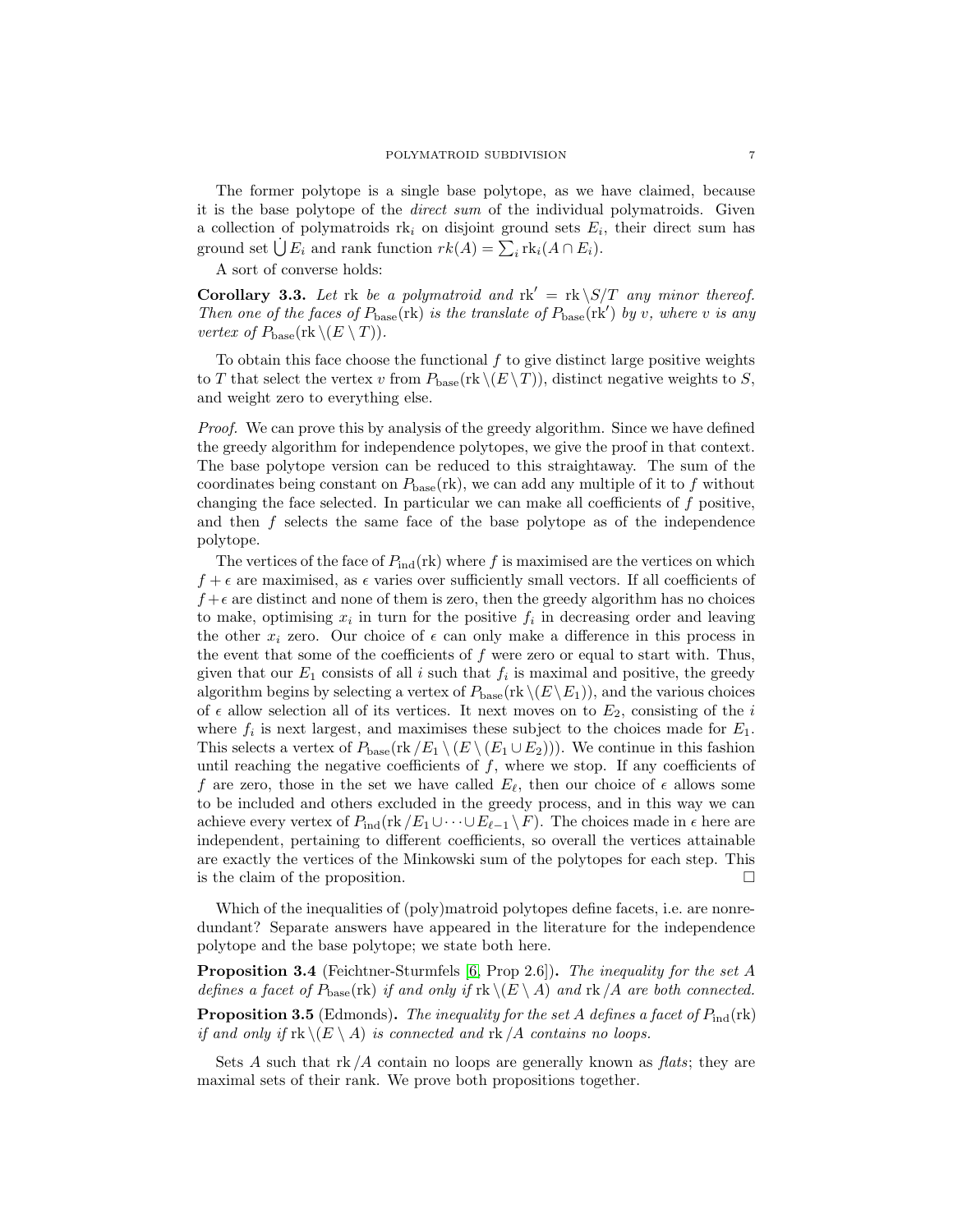The former polytope is a single base polytope, as we have claimed, because it is the base polytope of the *direct sum* of the individual polymatroids. Given a collection of polymatroids $\operatorname{rk}_i$ on disjoint ground sets $E_i$, their direct sum has ground set $\dot{\bigcup} E_i$ and rank function $rk(A) = \sum_i \operatorname{rk}_i(A \cap E_i)$.

A sort of converse holds:

**Corollary 3.3.** *Let* $\operatorname{rk}$ *be a polymatroid and* $\operatorname{rk}' = \operatorname{rk} \setminus S/T$ *any minor thereof. Then one of the faces of* $P_{\text{base}}(\operatorname{rk})$ *is the translate of* $P_{\text{base}}(\operatorname{rk}')$ *by* $v$*, where* $v$ *is any vertex of* $P_{\text{base}}(\operatorname{rk} \setminus (E \setminus T))$.

To obtain this face choose the functional $f$ to give distinct large positive weights to $T$ that select the vertex $v$ from $P_{\text{base}}(\operatorname{rk} \setminus (E \setminus T))$, distinct negative weights to $S$, and weight zero to everything else.

*Proof.* We can prove this by analysis of the greedy algorithm. Since we have defined the greedy algorithm for independence polytopes, we give the proof in that context. The base polytope version can be reduced to this straightaway. The sum of the coordinates being constant on $P_{\text{base}}(\operatorname{rk})$, we can add any multiple of it to $f$ without changing the face selected. In particular we can make all coefficients of $f$ positive, and then $f$ selects the same face of the base polytope as of the independence polytope.

The vertices of the face of $P_{\text{ind}}(\operatorname{rk})$ where $f$ is maximised are the vertices on which $f + \epsilon$ are maximised, as $\epsilon$ varies over sufficiently small vectors. If all coefficients of $f + \epsilon$ are distinct and none of them is zero, then the greedy algorithm has no choices to make, optimising $x_i$ in turn for the positive $f_i$ in decreasing order and leaving the other $x_i$ zero. Our choice of $\epsilon$ can only make a difference in this process in the event that some of the coefficients of $f$ were zero or equal to start with. Thus, given that our $E_1$ consists of all $i$ such that $f_i$ is maximal and positive, the greedy algorithm begins by selecting a vertex of $P_{\text{base}}(\operatorname{rk} \setminus (E \setminus E_1))$, and the various choices of $\epsilon$ allow selection all of its vertices. It next moves on to $E_2$, consisting of the $i$ where $f_i$ is next largest, and maximises these subject to the choices made for $E_1$. This selects a vertex of $P_{\text{base}}(\operatorname{rk} / E_1 \setminus (E \setminus (E_1 \cup E_2)))$. We continue in this fashion until reaching the negative coefficients of $f$, where we stop. If any coefficients of $f$ are zero, those in the set we have called $E_\ell$, then our choice of $\epsilon$ allows some to be included and others excluded in the greedy process, and in this way we can achieve every vertex of $P_{\text{ind}}(\operatorname{rk} / E_1 \cup \cdots \cup E_{\ell-1} \setminus F)$. The choices made in $\epsilon$ here are independent, pertaining to different coefficients, so overall the vertices attainable are exactly the vertices of the Minkowski sum of the polytopes for each step. This is the claim of the proposition. $\square$

Which of the inequalities of (poly)matroid polytopes define facets, i.e. are nonredundant? Separate answers have appeared in the literature for the independence polytope and the base polytope; we state both here.

**Proposition 3.4** (Feichtner-Sturmfels [6, Prop 2.6])**.** *The inequality for the set* $A$ *defines a facet of* $P_{\text{base}}(\operatorname{rk})$ *if and only if* $\operatorname{rk} \setminus (E \setminus A)$ *and* $\operatorname{rk} / A$ *are both connected.*

**Proposition 3.5** (Edmonds)**.** *The inequality for the set* $A$ *defines a facet of* $P_{\text{ind}}(\operatorname{rk})$ *if and only if* $\operatorname{rk} \setminus (E \setminus A)$ *is connected and* $\operatorname{rk} / A$ *contains no loops.*

Sets $A$ such that $\operatorname{rk} / A$ contain no loops are generally known as *flats*; they are maximal sets of their rank. We prove both propositions together.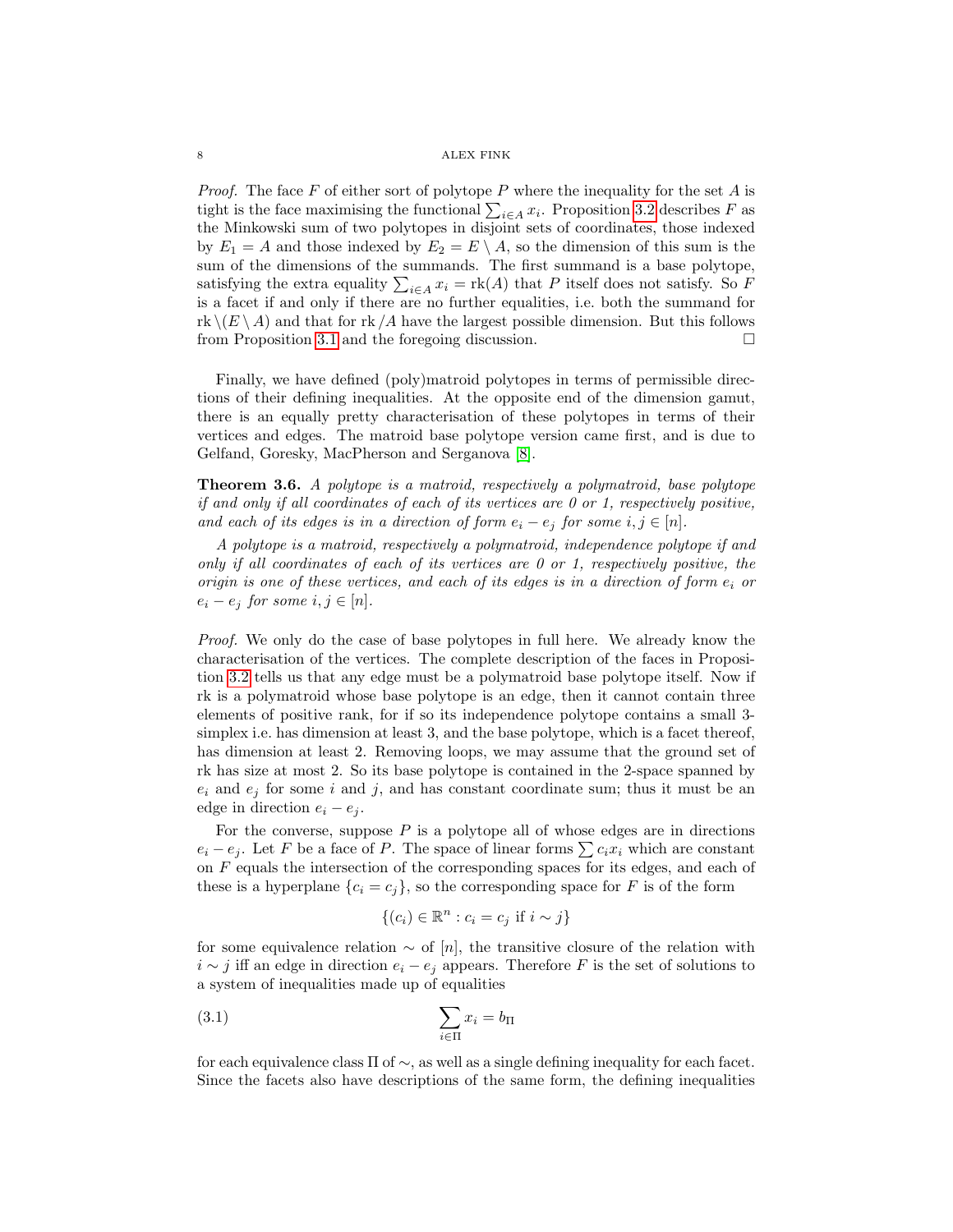*Proof.* The face $F$ of either sort of polytope $P$ where the inequality for the set $A$ is tight is the face maximising the functional $\sum_{i \in A} x_i$. Proposition 3.2 describes $F$ as the Minkowski sum of two polytopes in disjoint sets of coordinates, those indexed by $E_1 = A$ and those indexed by $E_2 = E \setminus A$, so the dimension of this sum is the sum of the dimensions of the summands. The first summand is a base polytope, satisfying the extra equality $\sum_{i \in A} x_i = \mathrm{rk}(A)$ that $P$ itself does not satisfy. So $F$ is a facet if and only if there are no further equalities, i.e. both the summand for $\mathrm{rk} \setminus (E \setminus A)$ and that for $\mathrm{rk} / A$ have the largest possible dimension. But this follows from Proposition 3.1 and the foregoing discussion. □

Finally, we have defined (poly)matroid polytopes in terms of permissible directions of their defining inequalities. At the opposite end of the dimension gamut, there is an equally pretty characterisation of these polytopes in terms of their vertices and edges. The matroid base polytope version came first, and is due to Gelfand, Goresky, MacPherson and Serganova [8].

**Theorem 3.6.** *A polytope is a matroid, respectively a polymatroid, base polytope if and only if all coordinates of each of its vertices are 0 or 1, respectively positive, and each of its edges is in a direction of form $e_i - e_j$ for some $i, j \in [n]$.*

*A polytope is a matroid, respectively a polymatroid, independence polytope if and only if all coordinates of each of its vertices are 0 or 1, respectively positive, the origin is one of these vertices, and each of its edges is in a direction of form $e_i$ or $e_i - e_j$ for some $i, j \in [n]$.*

*Proof.* We only do the case of base polytopes in full here. We already know the characterisation of the vertices. The complete description of the faces in Proposition 3.2 tells us that any edge must be a polymatroid base polytope itself. Now if rk is a polymatroid whose base polytope is an edge, then it cannot contain three elements of positive rank, for if so its independence polytope contains a small 3-simplex i.e. has dimension at least 3, and the base polytope, which is a facet thereof, has dimension at least 2. Removing loops, we may assume that the ground set of rk has size at most 2. So its base polytope is contained in the 2-space spanned by $e_i$ and $e_j$ for some $i$ and $j$, and has constant coordinate sum; thus it must be an edge in direction $e_i - e_j$.

For the converse, suppose $P$ is a polytope all of whose edges are in directions $e_i - e_j$. Let $F$ be a face of $P$. The space of linear forms $\sum c_i x_i$ which are constant on $F$ equals the intersection of the corresponding spaces for its edges, and each of these is a hyperplane $\{c_i = c_j\}$, so the corresponding space for $F$ is of the form

$$\{(c_i) \in \mathbb{R}^n : c_i = c_j \text{ if } i \sim j\}$$

for some equivalence relation $\sim$ of $[n]$, the transitive closure of the relation with $i \sim j$ iff an edge in direction $e_i - e_j$ appears. Therefore $F$ is the set of solutions to a system of inequalities made up of equalities

$$\sum_{i \in \Pi} x_i = b_\Pi \tag{3.1}$$

for each equivalence class $\Pi$ of $\sim$, as well as a single defining inequality for each facet. Since the facets also have descriptions of the same form, the defining inequalities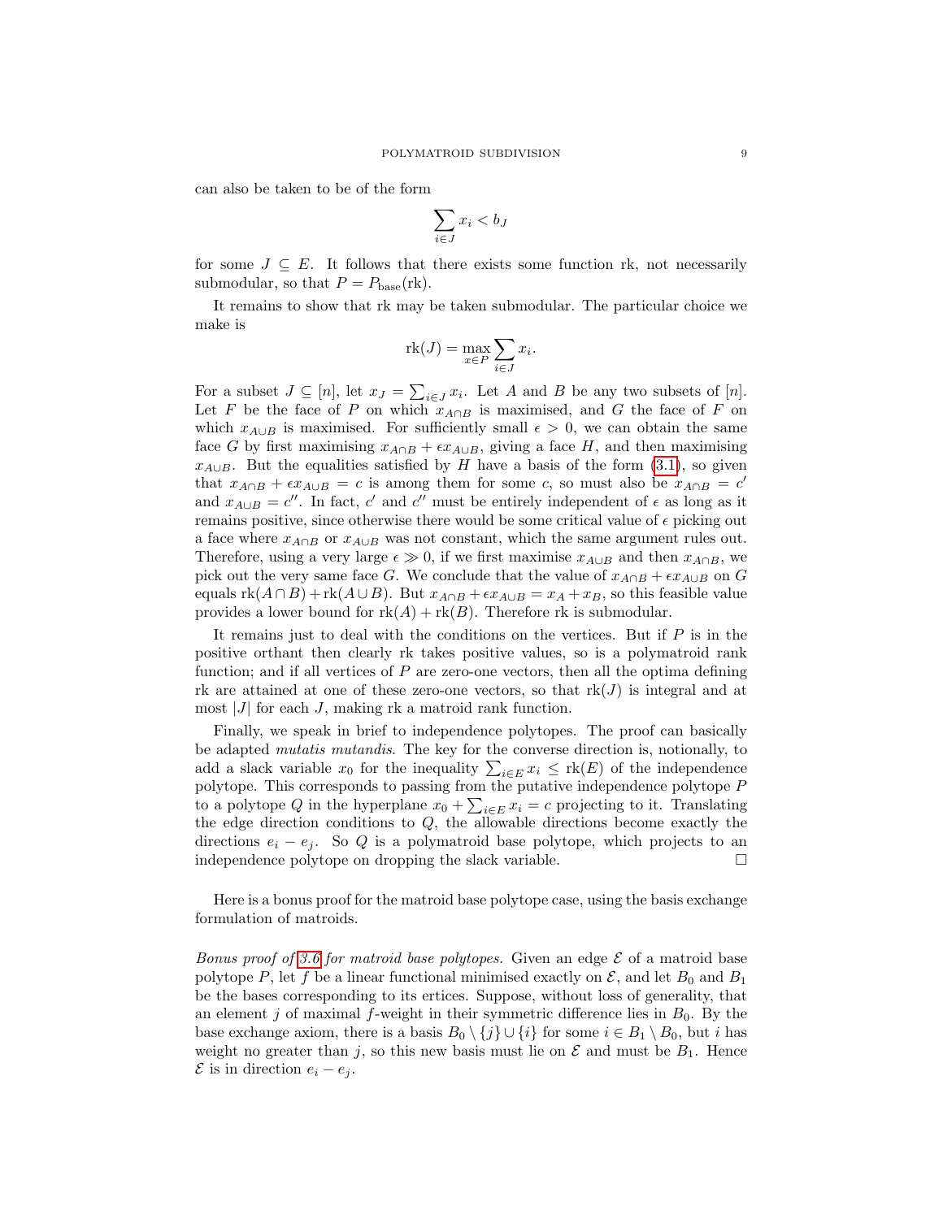can also be taken to be of the form

$$\sum_{i\in J} x_i < b_J$$

for some $J \subseteq E$. It follows that there exists some function rk, not necessarily submodular, so that $P = P_{\text{base}}(\text{rk})$.

It remains to show that rk may be taken submodular. The particular choice we make is

$$\text{rk}(J) = \max_{x\in P} \sum_{i\in J} x_i.$$

For a subset $J \subseteq [n]$, let $x_J = \sum_{i\in J} x_i$. Let $A$ and $B$ be any two subsets of $[n]$. Let $F$ be the face of $P$ on which $x_{A\cap B}$ is maximised, and $G$ the face of $F$ on which $x_{A\cup B}$ is maximised. For sufficiently small $\epsilon > 0$, we can obtain the same face $G$ by first maximising $x_{A\cap B} + \epsilon x_{A\cup B}$, giving a face $H$, and then maximising $x_{A\cup B}$. But the equalities satisfied by $H$ have a basis of the form (3.1), so given that $x_{A\cap B} + \epsilon x_{A\cup B} = c$ is among them for some $c$, so must also be $x_{A\cap B} = c'$ and $x_{A\cup B} = c''$. In fact, $c'$ and $c''$ must be entirely independent of $\epsilon$ as long as it remains positive, since otherwise there would be some critical value of $\epsilon$ picking out a face where $x_{A\cap B}$ or $x_{A\cup B}$ was not constant, which the same argument rules out. Therefore, using a very large $\epsilon \gg 0$, if we first maximise $x_{A\cup B}$ and then $x_{A\cap B}$, we pick out the very same face $G$. We conclude that the value of $x_{A\cap B} + \epsilon x_{A\cup B}$ on $G$ equals $\text{rk}(A\cap B) + \text{rk}(A\cup B)$. But $x_{A\cap B} + \epsilon x_{A\cup B} = x_A + x_B$, so this feasible value provides a lower bound for $\text{rk}(A) + \text{rk}(B)$. Therefore rk is submodular.

It remains just to deal with the conditions on the vertices. But if $P$ is in the positive orthant then clearly rk takes positive values, so is a polymatroid rank function; and if all vertices of $P$ are zero-one vectors, then all the optima defining rk are attained at one of these zero-one vectors, so that $\text{rk}(J)$ is integral and at most $|J|$ for each $J$, making rk a matroid rank function.

Finally, we speak in brief to independence polytopes. The proof can basically be adapted *mutatis mutandis*. The key for the converse direction is, notionally, to add a slack variable $x_0$ for the inequality $\sum_{i\in E} x_i \le \text{rk}(E)$ of the independence polytope. This corresponds to passing from the putative independence polytope $P$ to a polytope $Q$ in the hyperplane $x_0 + \sum_{i\in E} x_i = c$ projecting to it. Translating the edge direction conditions to $Q$, the allowable directions become exactly the directions $e_i - e_j$. So $Q$ is a polymatroid base polytope, which projects to an independence polytope on dropping the slack variable. □

Here is a bonus proof for the matroid base polytope case, using the basis exchange formulation of matroids.

*Bonus proof of 3.6 for matroid base polytopes.* Given an edge $\mathcal{E}$ of a matroid base polytope $P$, let $f$ be a linear functional minimised exactly on $\mathcal{E}$, and let $B_0$ and $B_1$ be the bases corresponding to its ertices. Suppose, without loss of generality, that an element $j$ of maximal $f$-weight in their symmetric difference lies in $B_0$. By the base exchange axiom, there is a basis $B_0 \setminus \{j\} \cup \{i\}$ for some $i \in B_1 \setminus B_0$, but $i$ has weight no greater than $j$, so this new basis must lie on $\mathcal{E}$ and must be $B_1$. Hence $\mathcal{E}$ is in direction $e_i - e_j$.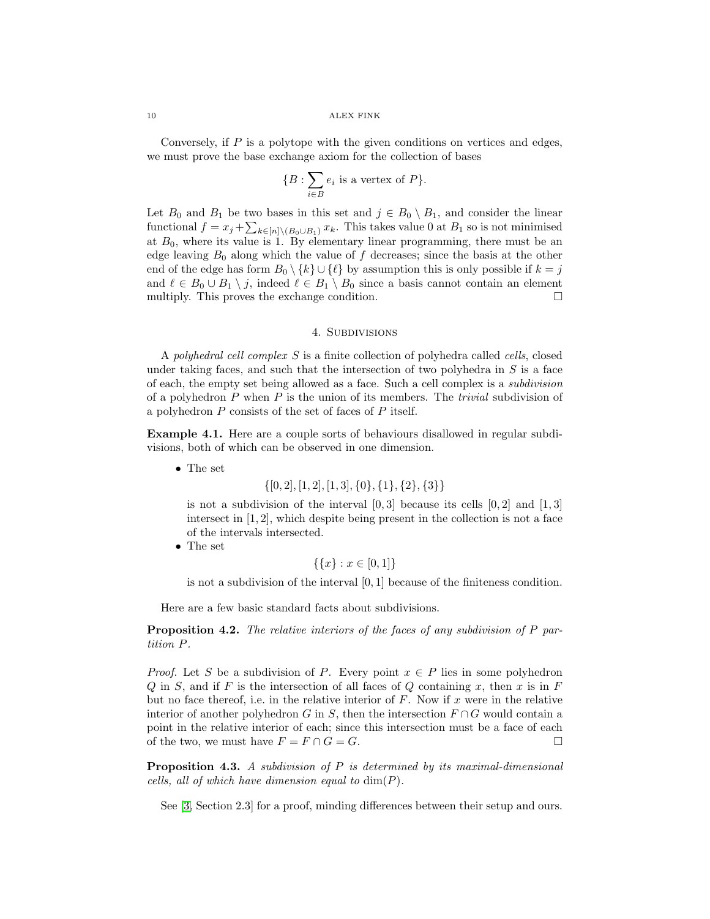Conversely, if $P$ is a polytope with the given conditions on vertices and edges, we must prove the base exchange axiom for the collection of bases

$$\{B : \sum_{i \in B} e_i \text{ is a vertex of } P\}.$$

Let $B_0$ and $B_1$ be two bases in this set and $j \in B_0 \setminus B_1$, and consider the linear functional $f = x_j + \sum_{k \in [n] \setminus (B_0 \cup B_1)} x_k$. This takes value 0 at $B_1$ so is not minimised at $B_0$, where its value is 1. By elementary linear programming, there must be an edge leaving $B_0$ along which the value of $f$ decreases; since the basis at the other end of the edge has form $B_0 \setminus \{k\} \cup \{\ell\}$ by assumption this is only possible if $k = j$ and $\ell \in B_0 \cup B_1 \setminus j$, indeed $\ell \in B_1 \setminus B_0$ since a basis cannot contain an element multiply. This proves the exchange condition. □

## 4. Subdivisions

A *polyhedral cell complex* $S$ is a finite collection of polyhedra called *cells*, closed under taking faces, and such that the intersection of two polyhedra in $S$ is a face of each, the empty set being allowed as a face. Such a cell complex is a *subdivision* of a polyhedron $P$ when $P$ is the union of its members. The *trivial* subdivision of a polyhedron $P$ consists of the set of faces of $P$ itself.

**Example 4.1.** Here are a couple sorts of behaviours disallowed in regular subdivisions, both of which can be observed in one dimension.

- The set
$$\{[0,2], [1,2], [1,3], \{0\}, \{1\}, \{2\}, \{3\}\}$$
is not a subdivision of the interval $[0,3]$ because its cells $[0,2]$ and $[1,3]$ intersect in $[1,2]$, which despite being present in the collection is not a face of the intervals intersected.
- The set
$$\{\{x\} : x \in [0,1]\}$$
is not a subdivision of the interval $[0,1]$ because of the finiteness condition.

Here are a few basic standard facts about subdivisions.

**Proposition 4.2.** *The relative interiors of the faces of any subdivision of $P$ partition $P$.*

*Proof.* Let $S$ be a subdivision of $P$. Every point $x \in P$ lies in some polyhedron $Q$ in $S$, and if $F$ is the intersection of all faces of $Q$ containing $x$, then $x$ is in $F$ but no face thereof, i.e. in the relative interior of $F$. Now if $x$ were in the relative interior of another polyhedron $G$ in $S$, then the intersection $F \cap G$ would contain a point in the relative interior of each; since this intersection must be a face of each of the two, we must have $F = F \cap G = G$. □

**Proposition 4.3.** *A subdivision of $P$ is determined by its maximal-dimensional cells, all of which have dimension equal to $\dim(P)$.*

See [3, Section 2.3] for a proof, minding differences between their setup and ours.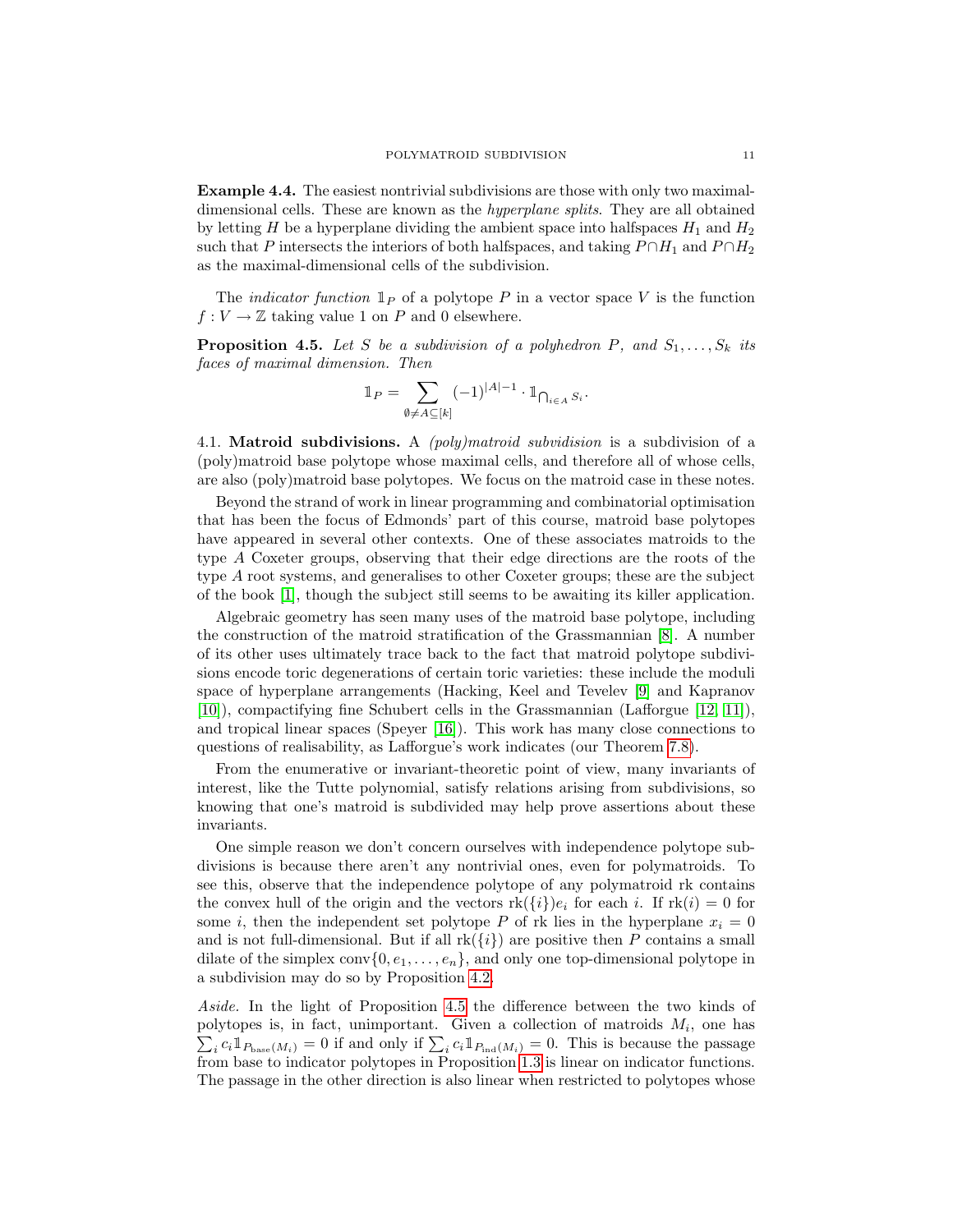**Example 4.4.** The easiest nontrivial subdivisions are those with only two maximal-dimensional cells. These are known as the *hyperplane splits*. They are all obtained by letting $H$ be a hyperplane dividing the ambient space into halfspaces $H_1$ and $H_2$ such that $P$ intersects the interiors of both halfspaces, and taking $P \cap H_1$ and $P \cap H_2$ as the maximal-dimensional cells of the subdivision.

The *indicator function* $\mathbb{1}_P$ of a polytope $P$ in a vector space $V$ is the function $f : V \to \mathbb{Z}$ taking value 1 on $P$ and 0 elsewhere.

**Proposition 4.5.** *Let $S$ be a subdivision of a polyhedron $P$, and $S_1, \ldots, S_k$ its faces of maximal dimension. Then*

$$\mathbb{1}_P = \sum_{\emptyset \neq A \subseteq [k]} (-1)^{|A|-1} \cdot \mathbb{1}_{\bigcap_{i \in A} S_i}.$$

## 4.1. Matroid subdivisions.

A *(poly)matroid subvidision* is a subdivision of a (poly)matroid base polytope whose maximal cells, and therefore all of whose cells, are also (poly)matroid base polytopes. We focus on the matroid case in these notes.

Beyond the strand of work in linear programming and combinatorial optimisation that has been the focus of Edmonds' part of this course, matroid base polytopes have appeared in several other contexts. One of these associates matroids to the type $A$ Coxeter groups, observing that their edge directions are the roots of the type $A$ root systems, and generalises to other Coxeter groups; these are the subject of the book [1], though the subject still seems to be awaiting its killer application.

Algebraic geometry has seen many uses of the matroid base polytope, including the construction of the matroid stratification of the Grassmannian [8]. A number of its other uses ultimately trace back to the fact that matroid polytope subdivisions encode toric degenerations of certain toric varieties: these include the moduli space of hyperplane arrangements (Hacking, Keel and Tevelev [9] and Kapranov [10]), compactifying fine Schubert cells in the Grassmannian (Lafforgue [12, 11]), and tropical linear spaces (Speyer [16]). This work has many close connections to questions of realisability, as Lafforgue's work indicates (our Theorem 7.8).

From the enumerative or invariant-theoretic point of view, many invariants of interest, like the Tutte polynomial, satisfy relations arising from subdivisions, so knowing that one's matroid is subdivided may help prove assertions about these invariants.

One simple reason we don't concern ourselves with independence polytope subdivisions is because there aren't any nontrivial ones, even for polymatroids. To see this, observe that the independence polytope of any polymatroid rk contains the convex hull of the origin and the vectors $\mathrm{rk}(\{i\})e_i$ for each $i$. If $\mathrm{rk}(i) = 0$ for some $i$, then the independent set polytope $P$ of rk lies in the hyperplane $x_i = 0$ and is not full-dimensional. But if all $\mathrm{rk}(\{i\})$ are positive then $P$ contains a small dilate of the simplex $\mathrm{conv}\{0, e_1, \ldots, e_n\}$, and only one top-dimensional polytope in a subdivision may do so by Proposition 4.2.

*Aside.* In the light of Proposition 4.5 the difference between the two kinds of polytopes is, in fact, unimportant. Given a collection of matroids $M_i$, one has $\sum_i c_i \mathbb{1}_{P_{\mathrm{base}}(M_i)} = 0$ if and only if $\sum_i c_i \mathbb{1}_{P_{\mathrm{ind}}(M_i)} = 0$. This is because the passage from base to indicator polytopes in Proposition 1.3 is linear on indicator functions. The passage in the other direction is also linear when restricted to polytopes whose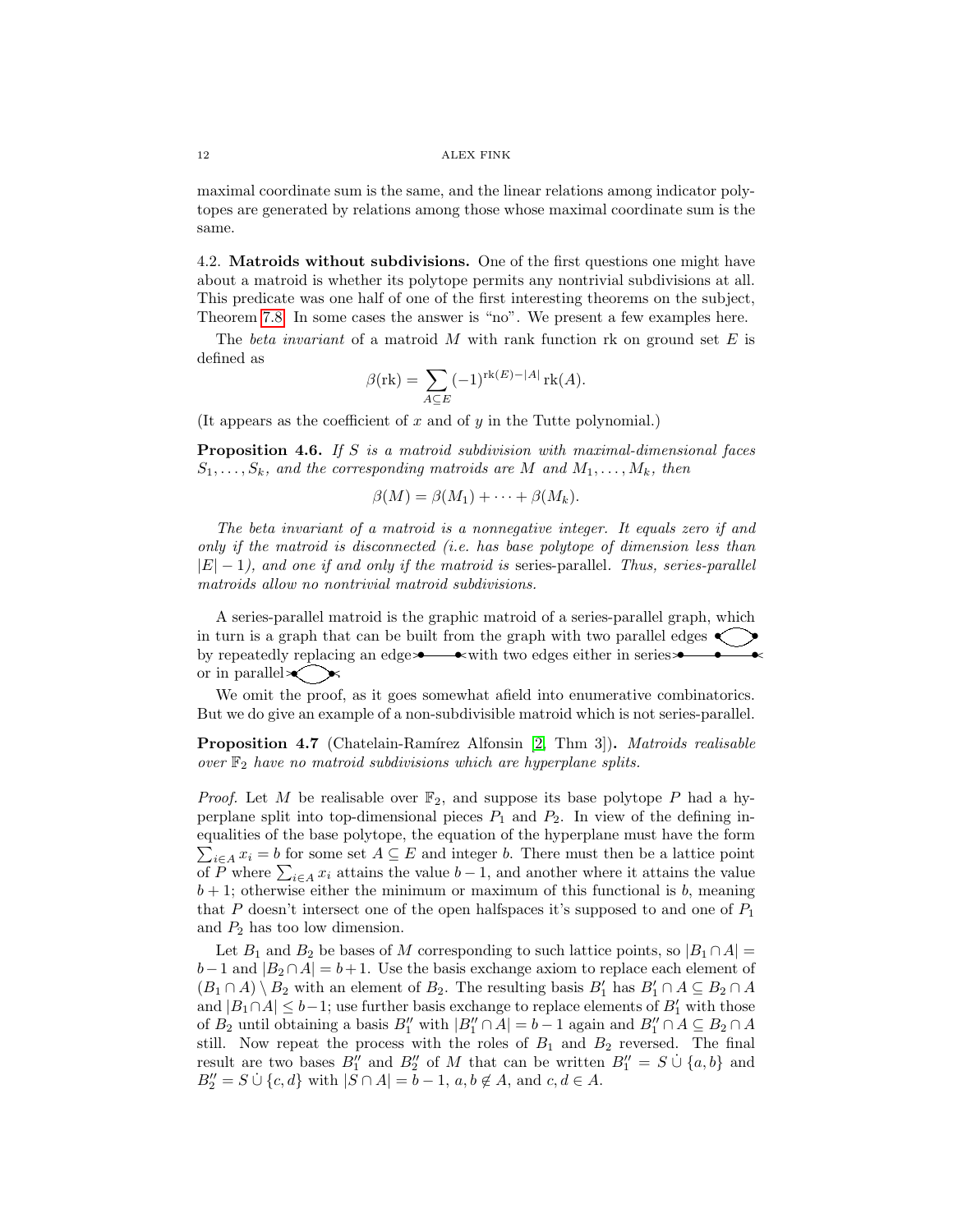maximal coordinate sum is the same, and the linear relations among indicator polytopes are generated by relations among those whose maximal coordinate sum is the same.

### 4.2. Matroids without subdivisions.

One of the first questions one might have about a matroid is whether its polytope permits any nontrivial subdivisions at all. This predicate was one half of one of the first interesting theorems on the subject, Theorem 7.8. In some cases the answer is "no". We present a few examples here.

The *beta invariant* of a matroid $M$ with rank function rk on ground set $E$ is defined as

$$\beta(\mathrm{rk}) = \sum_{A \subseteq E} (-1)^{\mathrm{rk}(E)-|A|} \, \mathrm{rk}(A).$$

(It appears as the coefficient of $x$ and of $y$ in the Tutte polynomial.)

**Proposition 4.6.** *If $S$ is a matroid subdivision with maximal-dimensional faces $S_1, \dots, S_k$, and the corresponding matroids are $M$ and $M_1, \dots, M_k$, then*

$$\beta(M) = \beta(M_1) + \cdots + \beta(M_k).$$

*The beta invariant of a matroid is a nonnegative integer. It equals zero if and only if the matroid is disconnected (i.e. has base polytope of dimension less than $|E| - 1$), and one if and only if the matroid is* series-parallel*. Thus, series-parallel matroids allow no nontrivial matroid subdivisions.*

A series-parallel matroid is the graphic matroid of a series-parallel graph, which in turn is a graph that can be built from the graph with two parallel edges by repeatedly replacing an edge with two edges either in series or in parallel.

We omit the proof, as it goes somewhat afield into enumerative combinatorics. But we do give an example of a non-subdivisible matroid which is not series-parallel.

**Proposition 4.7** (Chatelain-Ramírez Alfonsin [2, Thm 3])**.** *Matroids realisable over $\mathbb{F}_2$ have no matroid subdivisions which are hyperplane splits.*

*Proof.* Let $M$ be realisable over $\mathbb{F}_2$, and suppose its base polytope $P$ had a hyperplane split into top-dimensional pieces $P_1$ and $P_2$. In view of the defining inequalities of the base polytope, the equation of the hyperplane must have the form $\sum_{i \in A} x_i = b$ for some set $A \subseteq E$ and integer $b$. There must then be a lattice point of $P$ where $\sum_{i \in A} x_i$ attains the value $b-1$, and another where it attains the value $b+1$; otherwise either the minimum or maximum of this functional is $b$, meaning that $P$ doesn't intersect one of the open halfspaces it's supposed to and one of $P_1$ and $P_2$ has too low dimension.

Let $B_1$ and $B_2$ be bases of $M$ corresponding to such lattice points, so $|B_1 \cap A| = b-1$ and $|B_2 \cap A| = b+1$. Use the basis exchange axiom to replace each element of $(B_1 \cap A) \setminus B_2$ with an element of $B_2$. The resulting basis $B_1'$ has $B_1' \cap A \subseteq B_2 \cap A$ and $|B_1 \cap A| \le b-1$; use further basis exchange to replace elements of $B_1'$ with those of $B_2$ until obtaining a basis $B_1''$ with $|B_1'' \cap A| = b-1$ again and $B_1'' \cap A \subseteq B_2 \cap A$ still. Now repeat the process with the roles of $B_1$ and $B_2$ reversed. The final result are two bases $B_1''$ and $B_2''$ of $M$ that can be written $B_1'' = S \,\dot\cup\, \{a, b\}$ and $B_2'' = S \,\dot\cup\, \{c, d\}$ with $|S \cap A| = b-1$, $a, b \notin A$, and $c, d \in A$.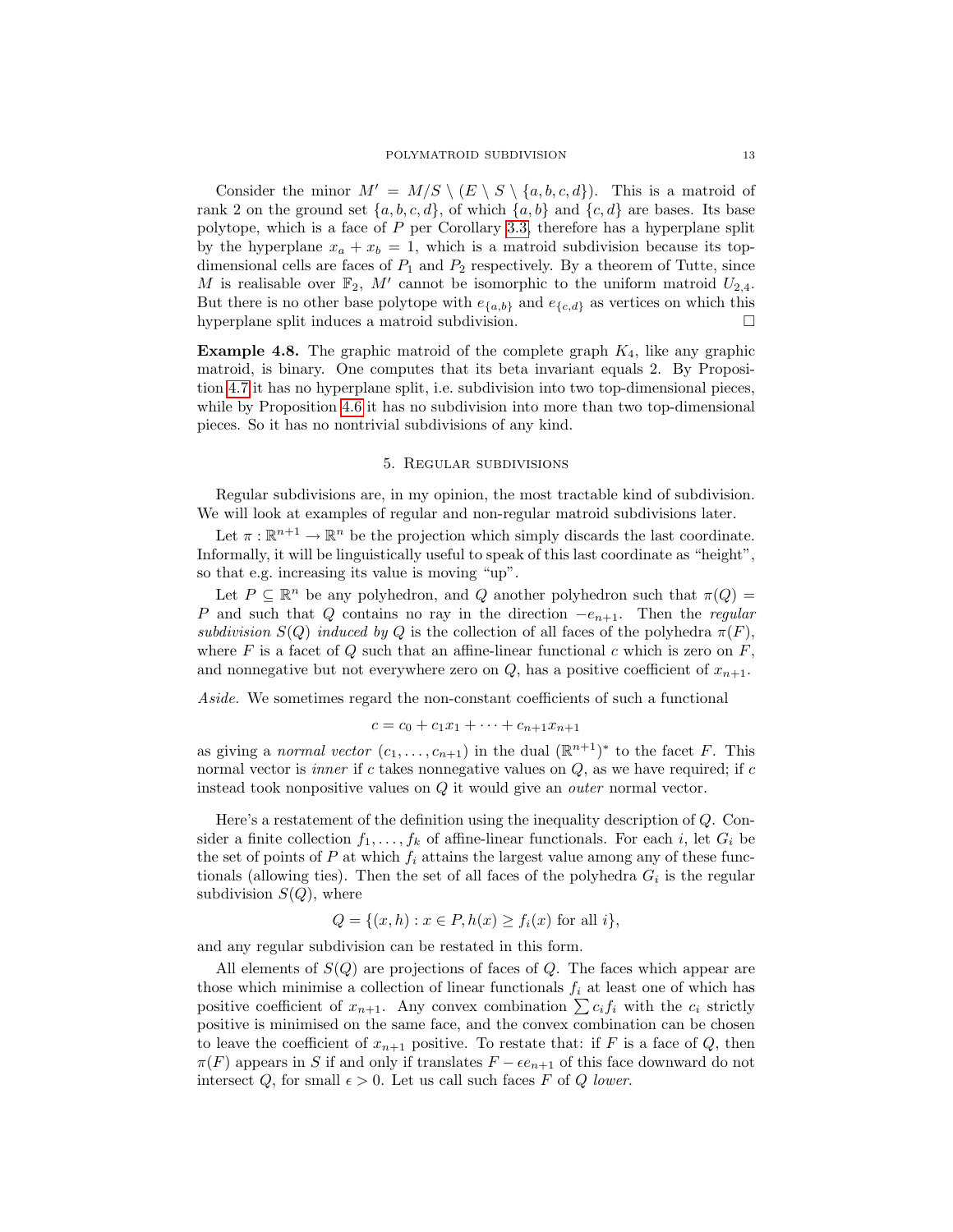Consider the minor $M' = M/S \setminus (E \setminus S \setminus \{a,b,c,d\})$. This is a matroid of rank 2 on the ground set $\{a,b,c,d\}$, of which $\{a,b\}$ and $\{c,d\}$ are bases. Its base polytope, which is a face of $P$ per Corollary 3.3, therefore has a hyperplane split by the hyperplane $x_a + x_b = 1$, which is a matroid subdivision because its top-dimensional cells are faces of $P_1$ and $P_2$ respectively. By a theorem of Tutte, since $M$ is realisable over $\mathbb{F}_2$, $M'$ cannot be isomorphic to the uniform matroid $U_{2,4}$. But there is no other base polytope with $e_{\{a,b\}}$ and $e_{\{c,d\}}$ as vertices on which this hyperplane split induces a matroid subdivision. □

**Example 4.8.** The graphic matroid of the complete graph $K_4$, like any graphic matroid, is binary. One computes that its beta invariant equals 2. By Proposition 4.7 it has no hyperplane split, i.e. subdivision into two top-dimensional pieces, while by Proposition 4.6 it has no subdivision into more than two top-dimensional pieces. So it has no nontrivial subdivisions of any kind.

## 5. Regular subdivisions

Regular subdivisions are, in my opinion, the most tractable kind of subdivision. We will look at examples of regular and non-regular matroid subdivisions later.

Let $\pi : \mathbb{R}^{n+1} \to \mathbb{R}^n$ be the projection which simply discards the last coordinate. Informally, it will be linguistically useful to speak of this last coordinate as "height", so that e.g. increasing its value is moving "up".

Let $P \subseteq \mathbb{R}^n$ be any polyhedron, and $Q$ another polyhedron such that $\pi(Q) = P$ and such that $Q$ contains no ray in the direction $-e_{n+1}$. Then the *regular subdivision $S(Q)$ induced by $Q$* is the collection of all faces of the polyhedra $\pi(F)$, where $F$ is a facet of $Q$ such that an affine-linear functional $c$ which is zero on $F$, and nonnegative but not everywhere zero on $Q$, has a positive coefficient of $x_{n+1}$.

*Aside.* We sometimes regard the non-constant coefficients of such a functional

$$c = c_0 + c_1 x_1 + \cdots + c_{n+1} x_{n+1}$$

as giving a *normal vector* $(c_1, \ldots, c_{n+1})$ in the dual $(\mathbb{R}^{n+1})^*$ to the facet $F$. This normal vector is *inner* if $c$ takes nonnegative values on $Q$, as we have required; if $c$ instead took nonpositive values on $Q$ it would give an *outer* normal vector.

Here's a restatement of the definition using the inequality description of $Q$. Consider a finite collection $f_1, \ldots, f_k$ of affine-linear functionals. For each $i$, let $G_i$ be the set of points of $P$ at which $f_i$ attains the largest value among any of these functionals (allowing ties). Then the set of all faces of the polyhedra $G_i$ is the regular subdivision $S(Q)$, where

$$Q = \{(x,h) : x \in P, h(x) \geq f_i(x) \text{ for all } i\},$$

and any regular subdivision can be restated in this form.

All elements of $S(Q)$ are projections of faces of $Q$. The faces which appear are those which minimise a collection of linear functionals $f_i$ at least one of which has positive coefficient of $x_{n+1}$. Any convex combination $\sum c_i f_i$ with the $c_i$ strictly positive is minimised on the same face, and the convex combination can be chosen to leave the coefficient of $x_{n+1}$ positive. To restate that: if $F$ is a face of $Q$, then $\pi(F)$ appears in $S$ if and only if translates $F - \epsilon e_{n+1}$ of this face downward do not intersect $Q$, for small $\epsilon > 0$. Let us call such faces $F$ of $Q$ *lower*.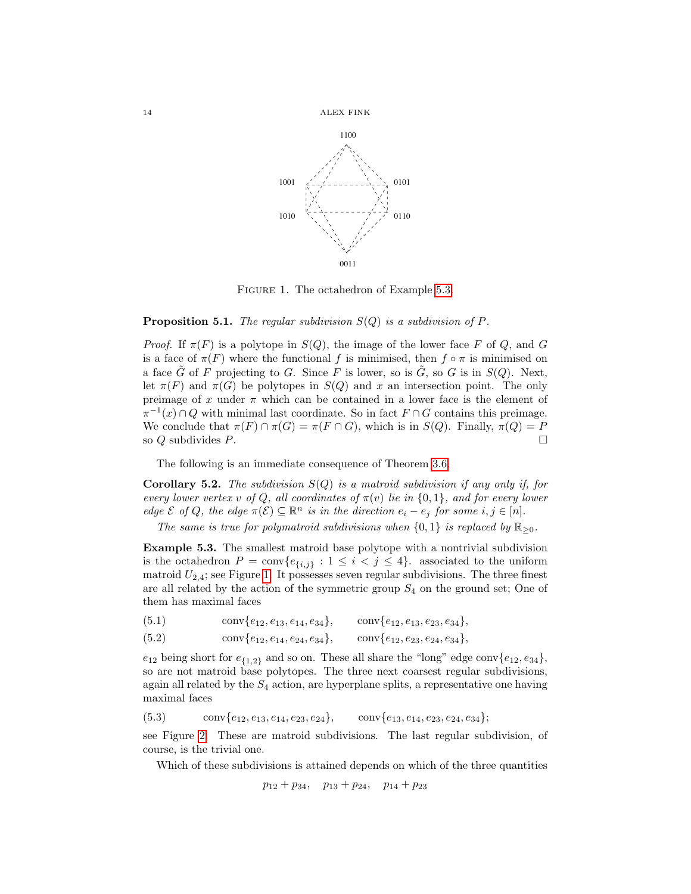1100

1001 0101

1010 0110

0011

Figure 1. The octahedron of Example 5.3.

**Proposition 5.1.** *The regular subdivision $S(Q)$ is a subdivision of $P$.*

*Proof.* If $\pi(F)$ is a polytope in $S(Q)$, the image of the lower face $F$ of $Q$, and $G$ is a face of $\pi(F)$ where the functional $f$ is minimised, then $f \circ \pi$ is minimised on a face $\tilde{G}$ of $F$ projecting to $G$. Since $F$ is lower, so is $\tilde{G}$, so $G$ is in $S(Q)$. Next, let $\pi(F)$ and $\pi(G)$ be polytopes in $S(Q)$ and $x$ an intersection point. The only preimage of $x$ under $\pi$ which can be contained in a lower face is the element of $\pi^{-1}(x) \cap Q$ with minimal last coordinate. So in fact $F \cap G$ contains this preimage. We conclude that $\pi(F) \cap \pi(G) = \pi(F \cap G)$, which is in $S(Q)$. Finally, $\pi(Q) = P$ so $Q$ subdivides $P$. $\square$

The following is an immediate consequence of Theorem 3.6.

**Corollary 5.2.** *The subdivision $S(Q)$ is a matroid subdivision if any only if, for every lower vertex $v$ of $Q$, all coordinates of $\pi(v)$ lie in $\{0, 1\}$, and for every lower edge $\mathcal{E}$ of $Q$, the edge $\pi(\mathcal{E}) \subseteq \mathbb{R}^n$ is in the direction $e_i - e_j$ for some $i, j \in [n]$.*

*The same is true for polymatroid subdivisions when $\{0, 1\}$ is replaced by $\mathbb{R}_{\geq 0}$.*

**Example 5.3.** The smallest matroid base polytope with a nontrivial subdivision is the octahedron $P = \operatorname{conv}\{e_{\{i,j\}} : 1 \leq i < j \leq 4\}$. associated to the uniform matroid $U_{2,4}$; see Figure 1. It possesses seven regular subdivisions. The three finest are all related by the action of the symmetric group $S_4$ on the ground set; One of them has maximal faces

$$\operatorname{conv}\{e_{12}, e_{13}, e_{14}, e_{34}\}, \qquad \operatorname{conv}\{e_{12}, e_{13}, e_{23}, e_{34}\}, \tag{5.1}$$

$$\operatorname{conv}\{e_{12}, e_{14}, e_{24}, e_{34}\}, \qquad \operatorname{conv}\{e_{12}, e_{23}, e_{24}, e_{34}\}, \tag{5.2}$$

$e_{12}$ being short for $e_{\{1,2\}}$ and so on. These all share the "long" edge $\operatorname{conv}\{e_{12}, e_{34}\}$, so are not matroid base polytopes. The three next coarsest regular subdivisions, again all related by the $S_4$ action, are hyperplane splits, a representative one having maximal faces

$$\operatorname{conv}\{e_{12}, e_{13}, e_{14}, e_{23}, e_{24}\}, \qquad \operatorname{conv}\{e_{13}, e_{14}, e_{23}, e_{24}, e_{34}\}; \tag{5.3}$$

see Figure 2. These are matroid subdivisions. The last regular subdivision, of course, is the trivial one.

Which of these subdivisions is attained depends on which of the three quantities

$$p_{12} + p_{34}, \quad p_{13} + p_{24}, \quad p_{14} + p_{23}$$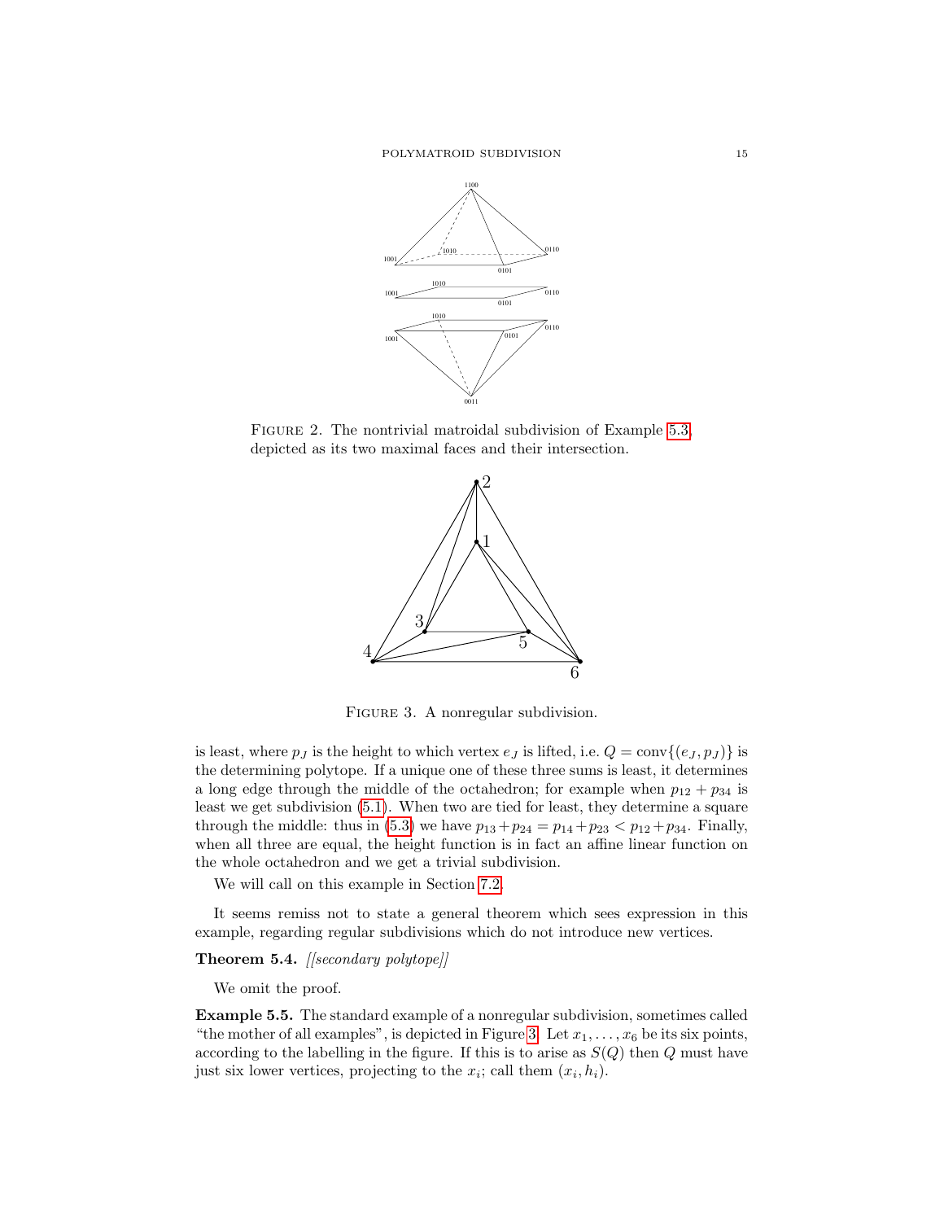FIGURE 2. The nontrivial matroidal subdivision of Example 5.3, depicted as its two maximal faces and their intersection.

FIGURE 3. A nonregular subdivision.

is least, where $p_J$ is the height to which vertex $e_J$ is lifted, i.e. $Q = \mathrm{conv}\{(e_J, p_J)\}$ is the determining polytope. If a unique one of these three sums is least, it determines a long edge through the middle of the octahedron; for example when $p_{12} + p_{34}$ is least we get subdivision (5.1). When two are tied for least, they determine a square through the middle: thus in (5.3) we have $p_{13} + p_{24} = p_{14} + p_{23} < p_{12} + p_{34}$. Finally, when all three are equal, the height function is in fact an affine linear function on the whole octahedron and we get a trivial subdivision.

We will call on this example in Section 7.2.

It seems remiss not to state a general theorem which sees expression in this example, regarding regular subdivisions which do not introduce new vertices.

**Theorem 5.4.** *[[secondary polytope]]*

We omit the proof.

**Example 5.5.** The standard example of a nonregular subdivision, sometimes called "the mother of all examples", is depicted in Figure 3. Let $x_1, \ldots, x_6$ be its six points, according to the labelling in the figure. If this is to arise as $S(Q)$ then $Q$ must have just six lower vertices, projecting to the $x_i$; call them $(x_i, h_i)$.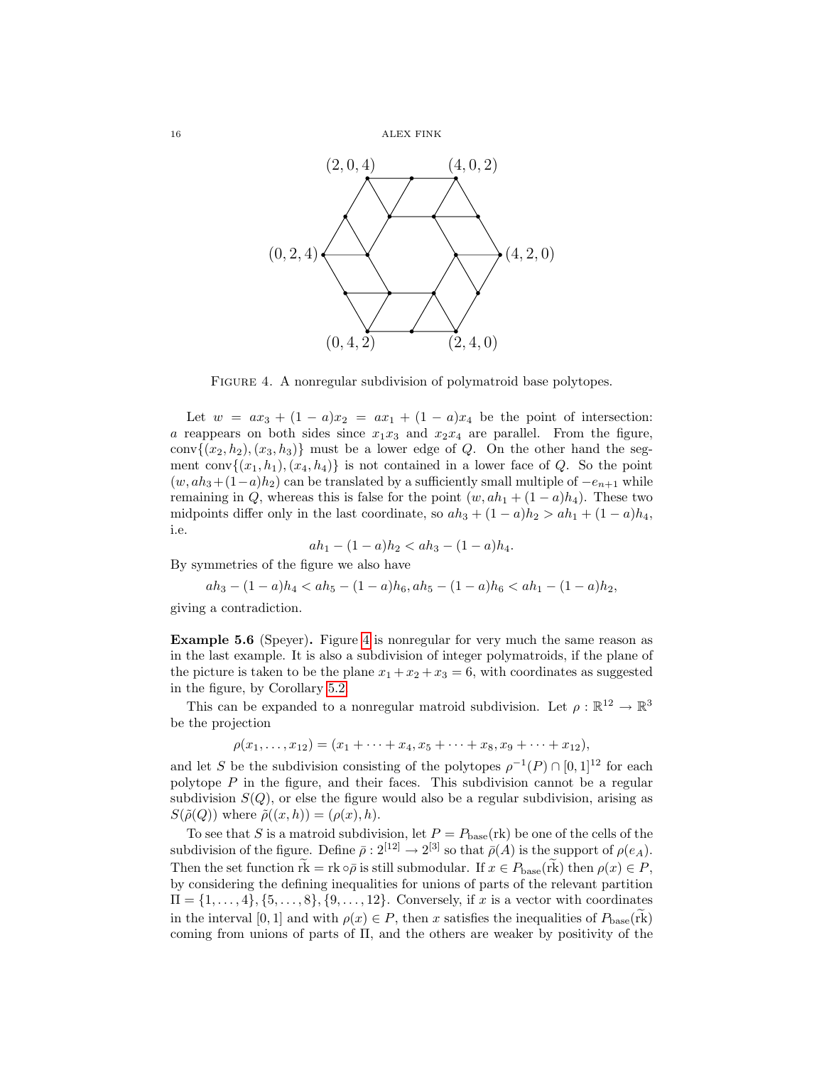FIGURE 4. A nonregular subdivision of polymatroid base polytopes.

Let $w = ax_3 + (1-a)x_2 = ax_1 + (1-a)x_4$ be the point of intersection: $a$ reappears on both sides since $x_1x_3$ and $x_2x_4$ are parallel. From the figure, $\operatorname{conv}\{(x_2, h_2), (x_3, h_3)\}$ must be a lower edge of $Q$. On the other hand the segment $\operatorname{conv}\{(x_1, h_1), (x_4, h_4)\}$ is not contained in a lower face of $Q$. So the point $(w, ah_3 + (1-a)h_2)$ can be translated by a sufficiently small multiple of $-e_{n+1}$ while remaining in $Q$, whereas this is false for the point $(w, ah_1 + (1-a)h_4)$. These two midpoints differ only in the last coordinate, so $ah_3 + (1-a)h_2 > ah_1 + (1-a)h_4$, i.e.

$$ah_1 - (1-a)h_2 < ah_3 - (1-a)h_4.$$

By symmetries of the figure we also have

$$ah_3 - (1-a)h_4 < ah_5 - (1-a)h_6, ah_5 - (1-a)h_6 < ah_1 - (1-a)h_2,$$

giving a contradiction.

**Example 5.6** (Speyer)**.** Figure 4 is nonregular for very much the same reason as in the last example. It is also a subdivision of integer polymatroids, if the plane of the picture is taken to be the plane $x_1 + x_2 + x_3 = 6$, with coordinates as suggested in the figure, by Corollary 5.2.

This can be expanded to a nonregular matroid subdivision. Let $\rho : \mathbb{R}^{12} \to \mathbb{R}^3$ be the projection

$$\rho(x_1, \ldots, x_{12}) = (x_1 + \cdots + x_4, x_5 + \cdots + x_8, x_9 + \cdots + x_{12}),$$

and let $S$ be the subdivision consisting of the polytopes $\rho^{-1}(P) \cap [0,1]^{12}$ for each polytope $P$ in the figure, and their faces. This subdivision cannot be a regular subdivision $S(Q)$, or else the figure would also be a regular subdivision, arising as $S(\tilde{\rho}(Q))$ where $\tilde{\rho}((x, h)) = (\rho(x), h)$.

To see that $S$ is a matroid subdivision, let $P = P_{\text{base}}(\text{rk})$ be one of the cells of the subdivision of the figure. Define $\bar{\rho} : 2^{[12]} \to 2^{[3]}$ so that $\bar{\rho}(A)$ is the support of $\rho(e_A)$. Then the set function $\widetilde{\text{rk}} = \text{rk} \circ \bar{\rho}$ is still submodular. If $x \in P_{\text{base}}(\widetilde{\text{rk}})$ then $\rho(x) \in P$, by considering the defining inequalities for unions of parts of the relevant partition $\Pi = \{1, \ldots, 4\}, \{5, \ldots, 8\}, \{9, \ldots, 12\}$. Conversely, if $x$ is a vector with coordinates in the interval $[0, 1]$ and with $\rho(x) \in P$, then $x$ satisfies the inequalities of $P_{\text{base}}(\widetilde{\text{rk}})$ coming from unions of parts of $\Pi$, and the others are weaker by positivity of the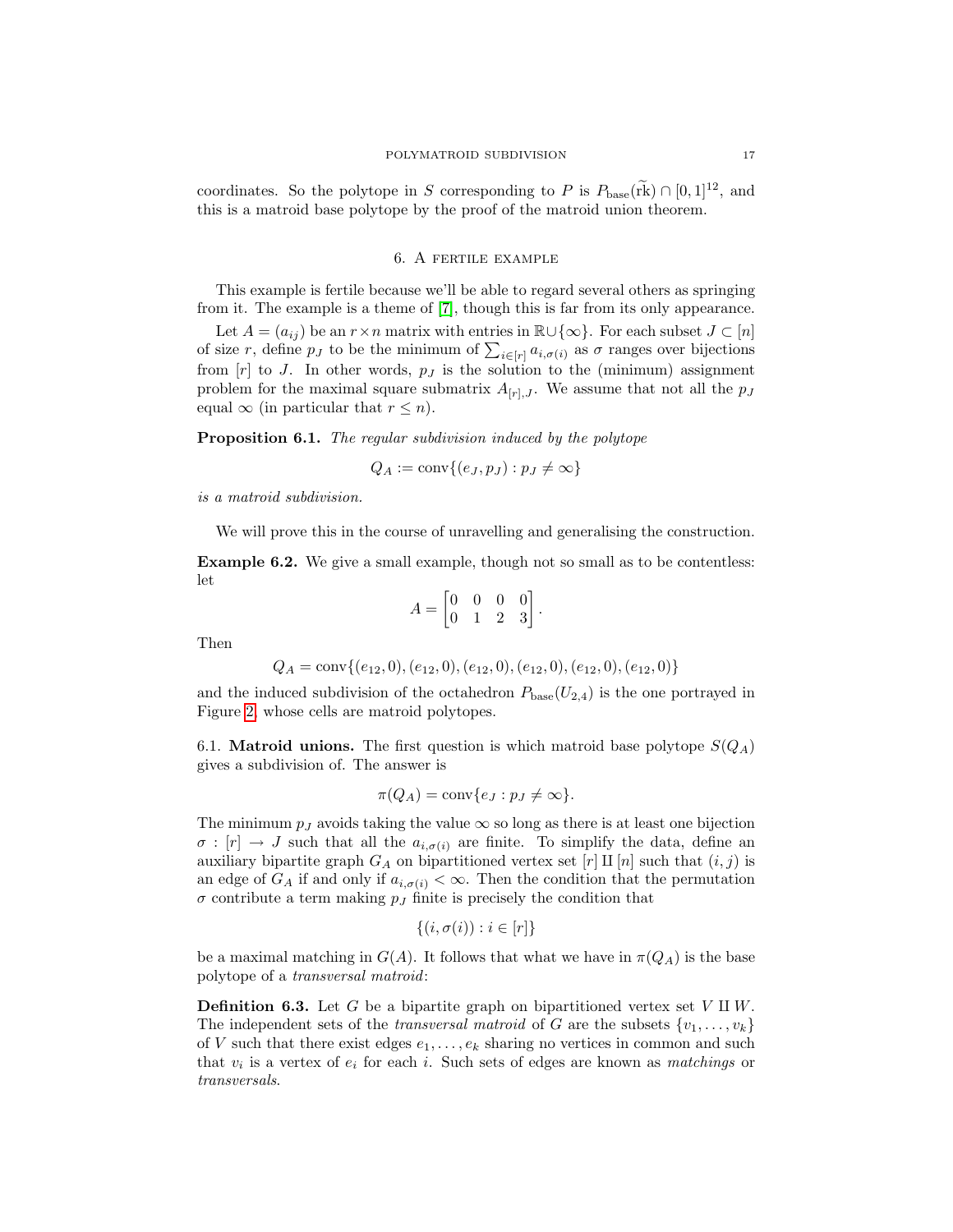coordinates. So the polytope in $S$ corresponding to $P$ is $P_{\text{base}}(\widetilde{\text{rk}}) \cap [0,1]^{12}$, and this is a matroid base polytope by the proof of the matroid union theorem.

## 6. A fertile example

This example is fertile because we'll be able to regard several others as springing from it. The example is a theme of [7], though this is far from its only appearance.

Let $A = (a_{ij})$ be an $r \times n$ matrix with entries in $\mathbb{R} \cup \{\infty\}$. For each subset $J \subset [n]$ of size $r$, define $p_J$ to be the minimum of $\sum_{i \in [r]} a_{i,\sigma(i)}$ as $\sigma$ ranges over bijections from $[r]$ to $J$. In other words, $p_J$ is the solution to the (minimum) assignment problem for the maximal square submatrix $A_{[r],J}$. We assume that not all the $p_J$ equal $\infty$ (in particular that $r \leq n$).

**Proposition 6.1.** *The regular subdivision induced by the polytope*

$$Q_A := \text{conv}\{(e_J, p_J) : p_J \neq \infty\}$$

*is a matroid subdivision.*

We will prove this in the course of unravelling and generalising the construction.

**Example 6.2.** We give a small example, though not so small as to be contentless: let

$$A = \begin{bmatrix} 0 & 0 & 0 & 0 \\ 0 & 1 & 2 & 3 \end{bmatrix}.$$

Then

$$Q_A = \text{conv}\{(e_{12}, 0), (e_{12}, 0), (e_{12}, 0), (e_{12}, 0), (e_{12}, 0), (e_{12}, 0)\}$$

and the induced subdivision of the octahedron $P_{\text{base}}(U_{2,4})$ is the one portrayed in Figure 2, whose cells are matroid polytopes.

6.1. **Matroid unions.** The first question is which matroid base polytope $S(Q_A)$ gives a subdivision of. The answer is

$$\pi(Q_A) = \text{conv}\{e_J : p_J \neq \infty\}.$$

The minimum $p_J$ avoids taking the value $\infty$ so long as there is at least one bijection $\sigma : [r] \to J$ such that all the $a_{i,\sigma(i)}$ are finite. To simplify the data, define an auxiliary bipartite graph $G_A$ on bipartitioned vertex set $[r] \amalg [n]$ such that $(i,j)$ is an edge of $G_A$ if and only if $a_{i,\sigma(i)} < \infty$. Then the condition that the permutation $\sigma$ contribute a term making $p_J$ finite is precisely the condition that

$$\{(i, \sigma(i)) : i \in [r]\}$$

be a maximal matching in $G(A)$. It follows that what we have in $\pi(Q_A)$ is the base polytope of a *transversal matroid*:

**Definition 6.3.** Let $G$ be a bipartite graph on bipartitioned vertex set $V \amalg W$. The independent sets of the *transversal matroid* of $G$ are the subsets $\{v_1, \ldots, v_k\}$ of $V$ such that there exist edges $e_1, \ldots, e_k$ sharing no vertices in common and such that $v_i$ is a vertex of $e_i$ for each $i$. Such sets of edges are known as *matchings* or *transversals*.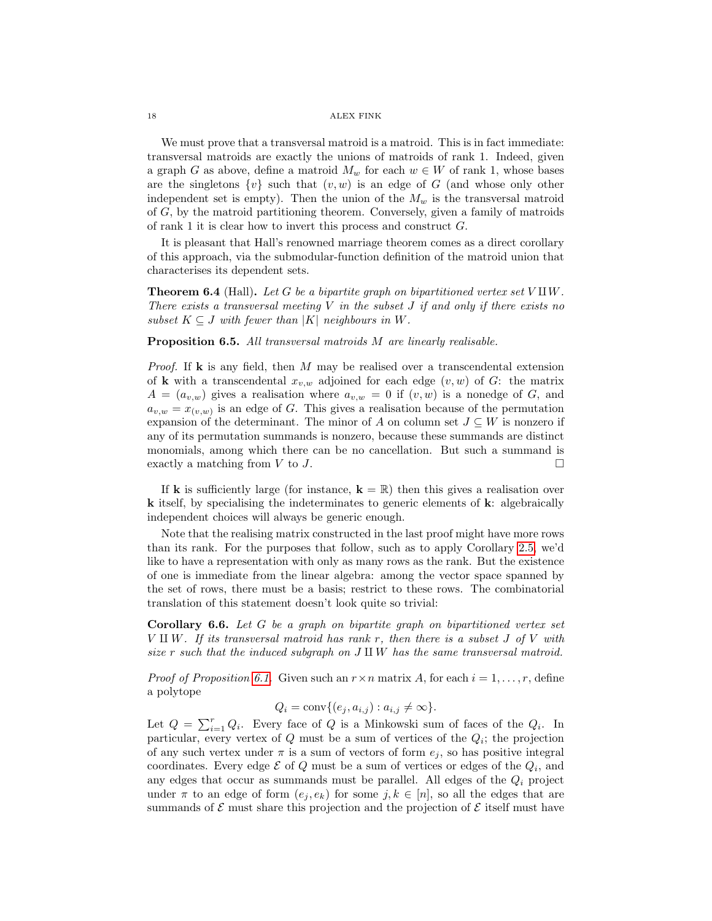We must prove that a transversal matroid is a matroid. This is in fact immediate: transversal matroids are exactly the unions of matroids of rank 1. Indeed, given a graph $G$ as above, define a matroid $M_w$ for each $w \in W$ of rank 1, whose bases are the singletons $\{v\}$ such that $(v, w)$ is an edge of $G$ (and whose only other independent set is empty). Then the union of the $M_w$ is the transversal matroid of $G$, by the matroid partitioning theorem. Conversely, given a family of matroids of rank 1 it is clear how to invert this process and construct $G$.

It is pleasant that Hall's renowned marriage theorem comes as a direct corollary of this approach, via the submodular-function definition of the matroid union that characterises its dependent sets.

**Theorem 6.4** (Hall)**.** *Let $G$ be a bipartite graph on bipartitioned vertex set $V \amalg W$. There exists a transversal meeting $V$ in the subset $J$ if and only if there exists no subset $K \subseteq J$ with fewer than $|K|$ neighbours in $W$.*

**Proposition 6.5.** *All transversal matroids $M$ are linearly realisable.*

*Proof.* If $\mathbf{k}$ is any field, then $M$ may be realised over a transcendental extension of $\mathbf{k}$ with a transcendental $x_{v,w}$ adjoined for each edge $(v, w)$ of $G$: the matrix $A = (a_{v,w})$ gives a realisation where $a_{v,w} = 0$ if $(v, w)$ is a nonedge of $G$, and $a_{v,w} = x_{(v,w)}$ is an edge of $G$. This gives a realisation because of the permutation expansion of the determinant. The minor of $A$ on column set $J \subseteq W$ is nonzero if any of its permutation summands is nonzero, because these summands are distinct monomials, among which there can be no cancellation. But such a summand is exactly a matching from $V$ to $J$. □

If $\mathbf{k}$ is sufficiently large (for instance, $\mathbf{k} = \mathbb{R}$) then this gives a realisation over $\mathbf{k}$ itself, by specialising the indeterminates to generic elements of $\mathbf{k}$: algebraically independent choices will always be generic enough.

Note that the realising matrix constructed in the last proof might have more rows than its rank. For the purposes that follow, such as to apply Corollary 2.5, we'd like to have a representation with only as many rows as the rank. But the existence of one is immediate from the linear algebra: among the vector space spanned by the set of rows, there must be a basis; restrict to these rows. The combinatorial translation of this statement doesn't look quite so trivial:

**Corollary 6.6.** *Let $G$ be a graph on bipartite graph on bipartitioned vertex set $V \amalg W$. If its transversal matroid has rank $r$, then there is a subset $J$ of $V$ with size $r$ such that the induced subgraph on $J \amalg W$ has the same transversal matroid.*

*Proof of Proposition 6.1.* Given such an $r \times n$ matrix $A$, for each $i = 1, \ldots, r$, define a polytope

$$Q_i = \operatorname{conv}\{(e_j, a_{i,j}) : a_{i,j} \neq \infty\}.$$

Let $Q = \sum_{i=1}^{r} Q_i$. Every face of $Q$ is a Minkowski sum of faces of the $Q_i$. In particular, every vertex of $Q$ must be a sum of vertices of the $Q_i$; the projection of any such vertex under $\pi$ is a sum of vectors of form $e_j$, so has positive integral coordinates. Every edge $\mathcal{E}$ of $Q$ must be a sum of vertices or edges of the $Q_i$, and any edges that occur as summands must be parallel. All edges of the $Q_i$ project under $\pi$ to an edge of form $(e_j, e_k)$ for some $j, k \in [n]$, so all the edges that are summands of $\mathcal{E}$ must share this projection and the projection of $\mathcal{E}$ itself must have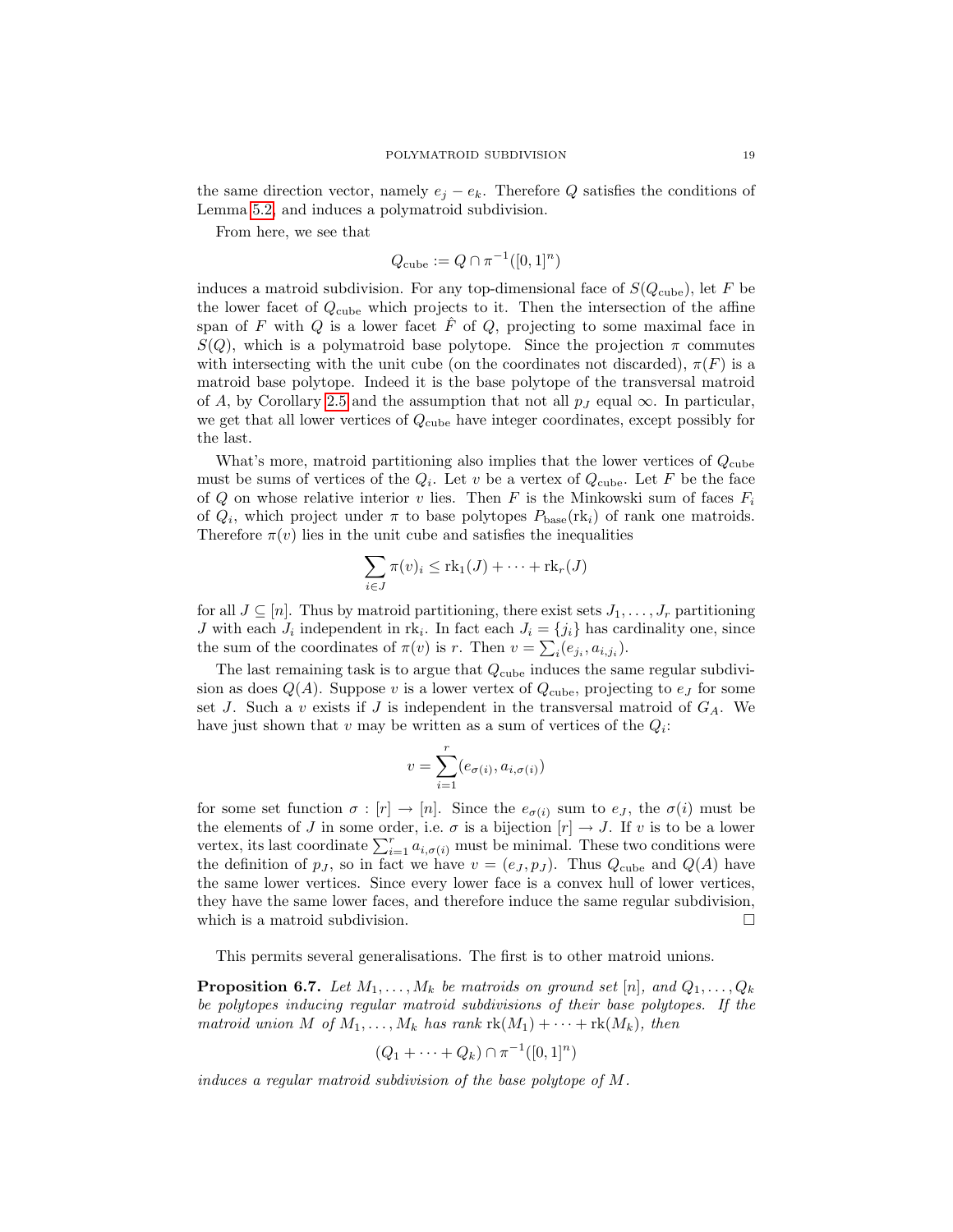the same direction vector, namely $e_j - e_k$. Therefore $Q$ satisfies the conditions of Lemma 5.2, and induces a polymatroid subdivision.

From here, we see that

$$Q_{\text{cube}} := Q \cap \pi^{-1}([0,1]^n)$$

induces a matroid subdivision. For any top-dimensional face of $S(Q_{\text{cube}})$, let $F$ be the lower facet of $Q_{\text{cube}}$ which projects to it. Then the intersection of the affine span of $F$ with $Q$ is a lower facet $\hat{F}$ of $Q$, projecting to some maximal face in $S(Q)$, which is a polymatroid base polytope. Since the projection $\pi$ commutes with intersecting with the unit cube (on the coordinates not discarded), $\pi(F)$ is a matroid base polytope. Indeed it is the base polytope of the transversal matroid of $A$, by Corollary 2.5 and the assumption that not all $p_J$ equal $\infty$. In particular, we get that all lower vertices of $Q_{\text{cube}}$ have integer coordinates, except possibly for the last.

What's more, matroid partitioning also implies that the lower vertices of $Q_{\text{cube}}$ must be sums of vertices of the $Q_i$. Let $v$ be a vertex of $Q_{\text{cube}}$. Let $F$ be the face of $Q$ on whose relative interior $v$ lies. Then $F$ is the Minkowski sum of faces $F_i$ of $Q_i$, which project under $\pi$ to base polytopes $P_{\text{base}}(\text{rk}_i)$ of rank one matroids. Therefore $\pi(v)$ lies in the unit cube and satisfies the inequalities

$$\sum_{i \in J} \pi(v)_i \leq \text{rk}_1(J) + \cdots + \text{rk}_r(J)$$

for all $J \subseteq [n]$. Thus by matroid partitioning, there exist sets $J_1, \ldots, J_r$ partitioning $J$ with each $J_i$ independent in $\text{rk}_i$. In fact each $J_i = \{j_i\}$ has cardinality one, since the sum of the coordinates of $\pi(v)$ is $r$. Then $v = \sum_i (e_{j_i}, a_{i,j_i})$.

The last remaining task is to argue that $Q_{\text{cube}}$ induces the same regular subdivision as does $Q(A)$. Suppose $v$ is a lower vertex of $Q_{\text{cube}}$, projecting to $e_J$ for some set $J$. Such a $v$ exists if $J$ is independent in the transversal matroid of $G_A$. We have just shown that $v$ may be written as a sum of vertices of the $Q_i$:

$$v = \sum_{i=1}^{r} (e_{\sigma(i)}, a_{i,\sigma(i)})$$

for some set function $\sigma : [r] \to [n]$. Since the $e_{\sigma(i)}$ sum to $e_J$, the $\sigma(i)$ must be the elements of $J$ in some order, i.e. $\sigma$ is a bijection $[r] \to J$. If $v$ is to be a lower vertex, its last coordinate $\sum_{i=1}^{r} a_{i,\sigma(i)}$ must be minimal. These two conditions were the definition of $p_J$, so in fact we have $v = (e_J, p_J)$. Thus $Q_{\text{cube}}$ and $Q(A)$ have the same lower vertices. Since every lower face is a convex hull of lower vertices, they have the same lower faces, and therefore induce the same regular subdivision, which is a matroid subdivision. $\square$

This permits several generalisations. The first is to other matroid unions.

**Proposition 6.7.** *Let $M_1, \ldots, M_k$ be matroids on ground set $[n]$, and $Q_1, \ldots, Q_k$ be polytopes inducing regular matroid subdivisions of their base polytopes. If the matroid union $M$ of $M_1, \ldots, M_k$ has rank $\text{rk}(M_1) + \cdots + \text{rk}(M_k)$, then*

$$(Q_1 + \cdots + Q_k) \cap \pi^{-1}([0,1]^n)$$

*induces a regular matroid subdivision of the base polytope of $M$.*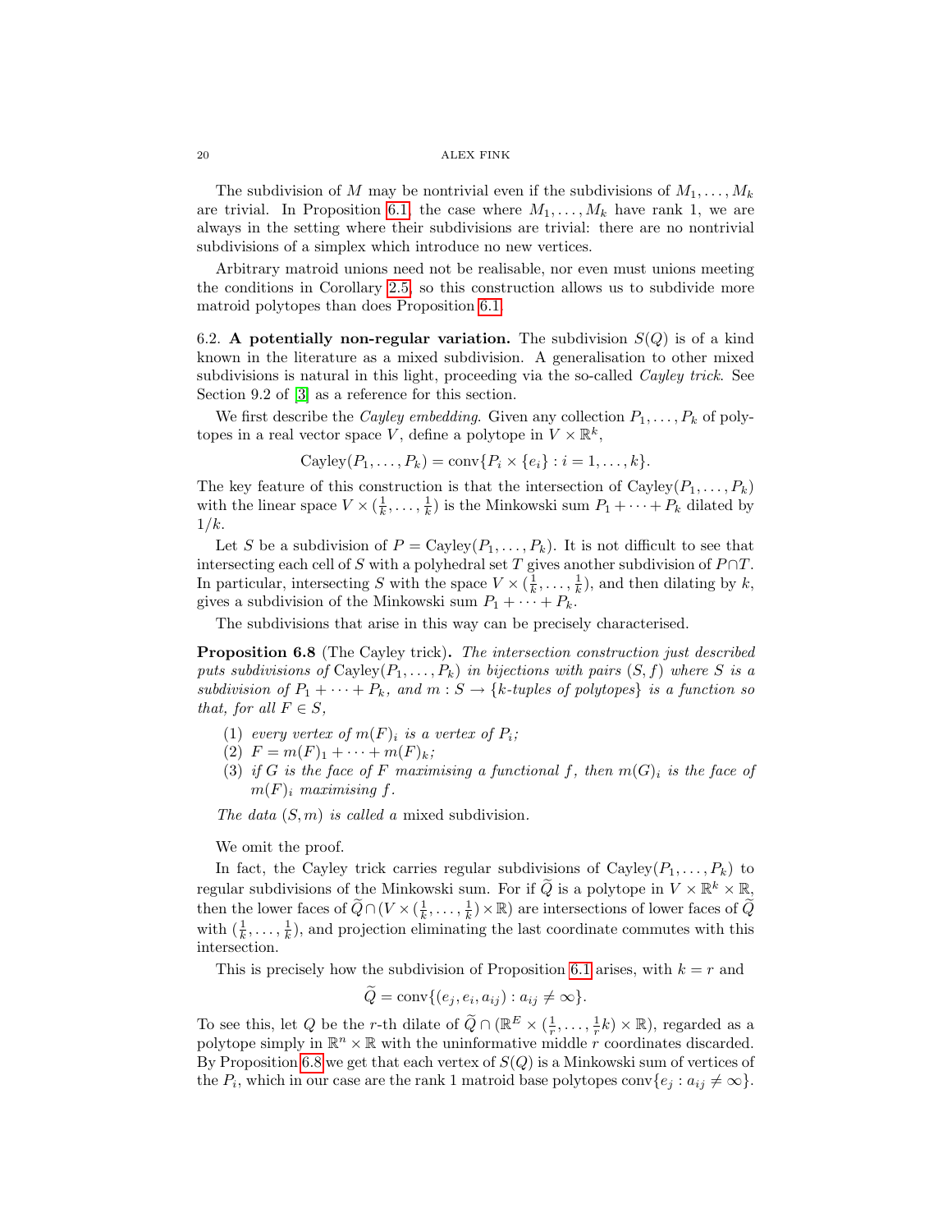The subdivision of $M$ may be nontrivial even if the subdivisions of $M_1, \ldots, M_k$ are trivial. In Proposition 6.1, the case where $M_1, \ldots, M_k$ have rank 1, we are always in the setting where their subdivisions are trivial: there are no nontrivial subdivisions of a simplex which introduce no new vertices.

Arbitrary matroid unions need not be realisable, nor even must unions meeting the conditions in Corollary 2.5, so this construction allows us to subdivide more matroid polytopes than does Proposition 6.1.

6.2. **A potentially non-regular variation.** The subdivision $S(Q)$ is of a kind known in the literature as a mixed subdivision. A generalisation to other mixed subdivisions is natural in this light, proceeding via the so-called *Cayley trick*. See Section 9.2 of [3] as a reference for this section.

We first describe the *Cayley embedding*. Given any collection $P_1, \ldots, P_k$ of polytopes in a real vector space $V$, define a polytope in $V \times \mathbb{R}^k$,

$$\mathrm{Cayley}(P_1, \ldots, P_k) = \mathrm{conv}\{P_i \times \{e_i\} : i = 1, \ldots, k\}.$$

The key feature of this construction is that the intersection of $\mathrm{Cayley}(P_1, \ldots, P_k)$ with the linear space $V \times (\frac{1}{k}, \ldots, \frac{1}{k})$ is the Minkowski sum $P_1 + \cdots + P_k$ dilated by $1/k$.

Let $S$ be a subdivision of $P = \mathrm{Cayley}(P_1, \ldots, P_k)$. It is not difficult to see that intersecting each cell of $S$ with a polyhedral set $T$ gives another subdivision of $P \cap T$. In particular, intersecting $S$ with the space $V \times (\frac{1}{k}, \ldots, \frac{1}{k})$, and then dilating by $k$, gives a subdivision of the Minkowski sum $P_1 + \cdots + P_k$.

The subdivisions that arise in this way can be precisely characterised.

**Proposition 6.8** (The Cayley trick)**.** *The intersection construction just described puts subdivisions of* $\mathrm{Cayley}(P_1, \ldots, P_k)$ *in bijections with pairs* $(S, f)$ *where* $S$ *is a subdivision of* $P_1 + \cdots + P_k$*, and* $m : S \to \{k\text{-tuples of polytopes}\}$ *is a function so that, for all* $F \in S$*,*

1. *every vertex of* $m(F)_i$ *is a vertex of* $P_i$*;*
2. $F = m(F)_1 + \cdots + m(F)_k$*;*
3. *if* $G$ *is the face of* $F$ *maximising a functional* $f$*, then* $m(G)_i$ *is the face of* $m(F)_i$ *maximising* $f$*.*

*The data* $(S, m)$ *is called a* mixed subdivision*.*

We omit the proof.

In fact, the Cayley trick carries regular subdivisions of $\mathrm{Cayley}(P_1, \ldots, P_k)$ to regular subdivisions of the Minkowski sum. For if $\widetilde{Q}$ is a polytope in $V \times \mathbb{R}^k \times \mathbb{R}$, then the lower faces of $\widetilde{Q} \cap (V \times (\frac{1}{k}, \ldots, \frac{1}{k}) \times \mathbb{R})$ are intersections of lower faces of $\widetilde{Q}$ with $(\frac{1}{k}, \ldots, \frac{1}{k})$, and projection eliminating the last coordinate commutes with this intersection.

This is precisely how the subdivision of Proposition 6.1 arises, with $k = r$ and

$$\widetilde{Q} = \mathrm{conv}\{(e_j, e_i, a_{ij}) : a_{ij} \neq \infty\}.$$

To see this, let $Q$ be the $r$-th dilate of $\widetilde{Q} \cap (\mathbb{R}^E \times (\frac{1}{r}, \ldots, \frac{1}{r}k) \times \mathbb{R})$, regarded as a polytope simply in $\mathbb{R}^n \times \mathbb{R}$ with the uninformative middle $r$ coordinates discarded. By Proposition 6.8 we get that each vertex of $S(Q)$ is a Minkowski sum of vertices of the $P_i$, which in our case are the rank 1 matroid base polytopes $\mathrm{conv}\{e_j : a_{ij} \neq \infty\}$.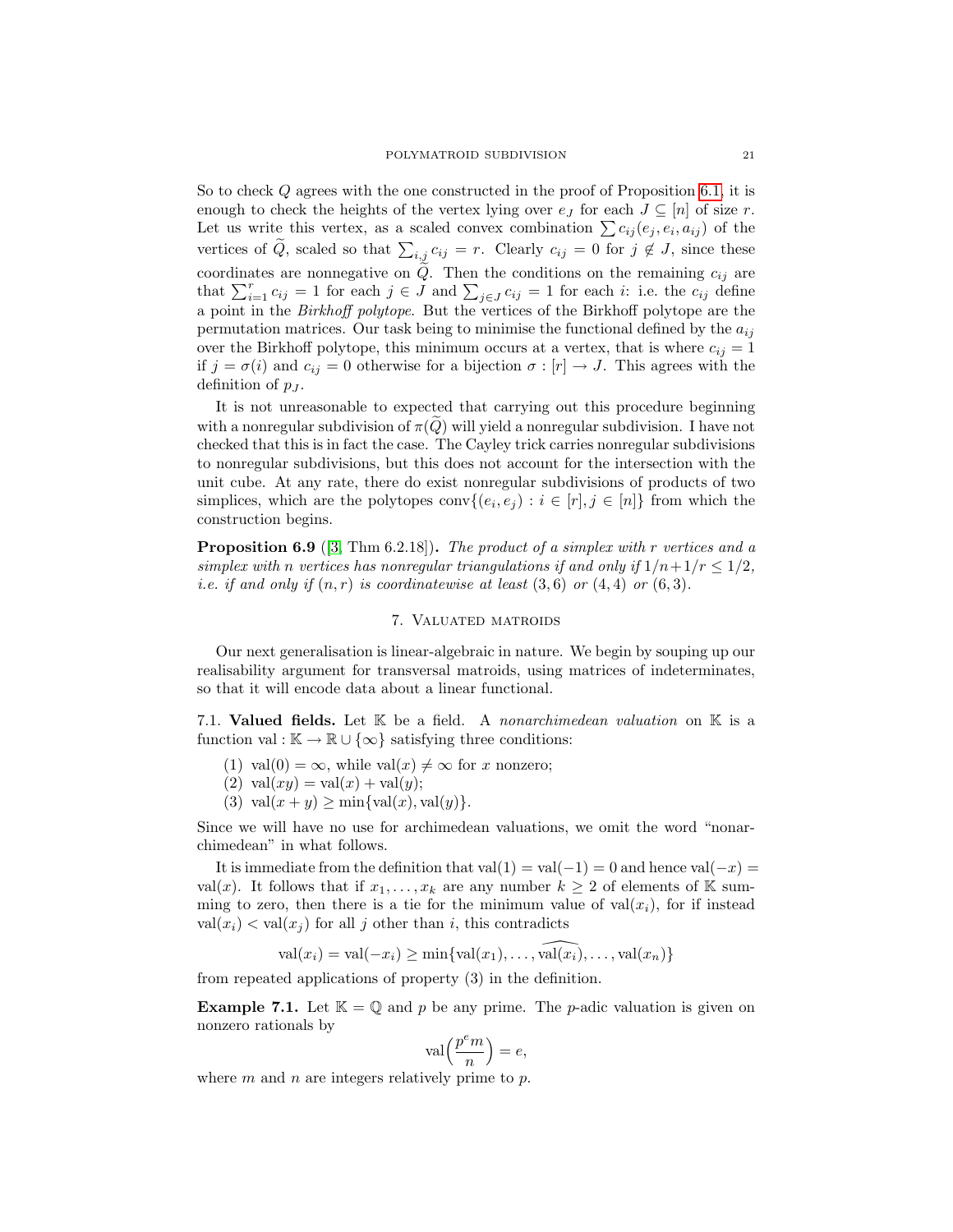So to check $Q$ agrees with the one constructed in the proof of Proposition 6.1, it is enough to check the heights of the vertex lying over $e_J$ for each $J \subseteq [n]$ of size $r$. Let us write this vertex, as a scaled convex combination $\sum c_{ij}(e_j, e_i, a_{ij})$ of the vertices of $\widetilde{Q}$, scaled so that $\sum_{i,j} c_{ij} = r$. Clearly $c_{ij} = 0$ for $j \notin J$, since these coordinates are nonnegative on $\widetilde{Q}$. Then the conditions on the remaining $c_{ij}$ are that $\sum_{i=1}^{r} c_{ij} = 1$ for each $j \in J$ and $\sum_{j \in J} c_{ij} = 1$ for each $i$: i.e. the $c_{ij}$ define a point in the *Birkhoff polytope*. But the vertices of the Birkhoff polytope are the permutation matrices. Our task being to minimise the functional defined by the $a_{ij}$ over the Birkhoff polytope, this minimum occurs at a vertex, that is where $c_{ij} = 1$ if $j = \sigma(i)$ and $c_{ij} = 0$ otherwise for a bijection $\sigma : [r] \to J$. This agrees with the definition of $p_J$.

It is not unreasonable to expected that carrying out this procedure beginning with a nonregular subdivision of $\pi(\widetilde{Q})$ will yield a nonregular subdivision. I have not checked that this is in fact the case. The Cayley trick carries nonregular subdivisions to nonregular subdivisions, but this does not account for the intersection with the unit cube. At any rate, there do exist nonregular subdivisions of products of two simplices, which are the polytopes $\operatorname{conv}\{(e_i, e_j) : i \in [r], j \in [n]\}$ from which the construction begins.

**Proposition 6.9** ([3, Thm 6.2.18])**.** *The product of a simplex with $r$ vertices and a simplex with $n$ vertices has nonregular triangulations if and only if $1/n + 1/r \leq 1/2$, i.e. if and only if $(n, r)$ is coordinatewise at least $(3, 6)$ or $(4, 4)$ or $(6, 3)$.*

## 7. Valuated matroids

Our next generalisation is linear-algebraic in nature. We begin by souping up our realisability argument for transversal matroids, using matrices of indeterminates, so that it will encode data about a linear functional.

### 7.1. Valued fields.

Let $\mathbb{K}$ be a field. A *nonarchimedean valuation* on $\mathbb{K}$ is a function $\operatorname{val} : \mathbb{K} \to \mathbb{R} \cup \{\infty\}$ satisfying three conditions:

1. $\operatorname{val}(0) = \infty$, while $\operatorname{val}(x) \neq \infty$ for $x$ nonzero;
2. $\operatorname{val}(xy) = \operatorname{val}(x) + \operatorname{val}(y)$;
3. $\operatorname{val}(x + y) \geq \min\{\operatorname{val}(x), \operatorname{val}(y)\}$.

Since we will have no use for archimedean valuations, we omit the word "nonarchimedean" in what follows.

It is immediate from the definition that $\operatorname{val}(1) = \operatorname{val}(-1) = 0$ and hence $\operatorname{val}(-x) = \operatorname{val}(x)$. It follows that if $x_1, \ldots, x_k$ are any number $k \geq 2$ of elements of $\mathbb{K}$ summing to zero, then there is a tie for the minimum value of $\operatorname{val}(x_i)$, for if instead $\operatorname{val}(x_i) < \operatorname{val}(x_j)$ for all $j$ other than $i$, this contradicts

$$\operatorname{val}(x_i) = \operatorname{val}(-x_i) \geq \min\{\operatorname{val}(x_1), \ldots, \widehat{\operatorname{val}(x_i)}, \ldots, \operatorname{val}(x_n)\}$$

from repeated applications of property (3) in the definition.

**Example 7.1.** Let $\mathbb{K} = \mathbb{Q}$ and $p$ be any prime. The $p$-adic valuation is given on nonzero rationals by

$$\operatorname{val}\Big(\frac{p^e m}{n}\Big) = e,$$

where $m$ and $n$ are integers relatively prime to $p$.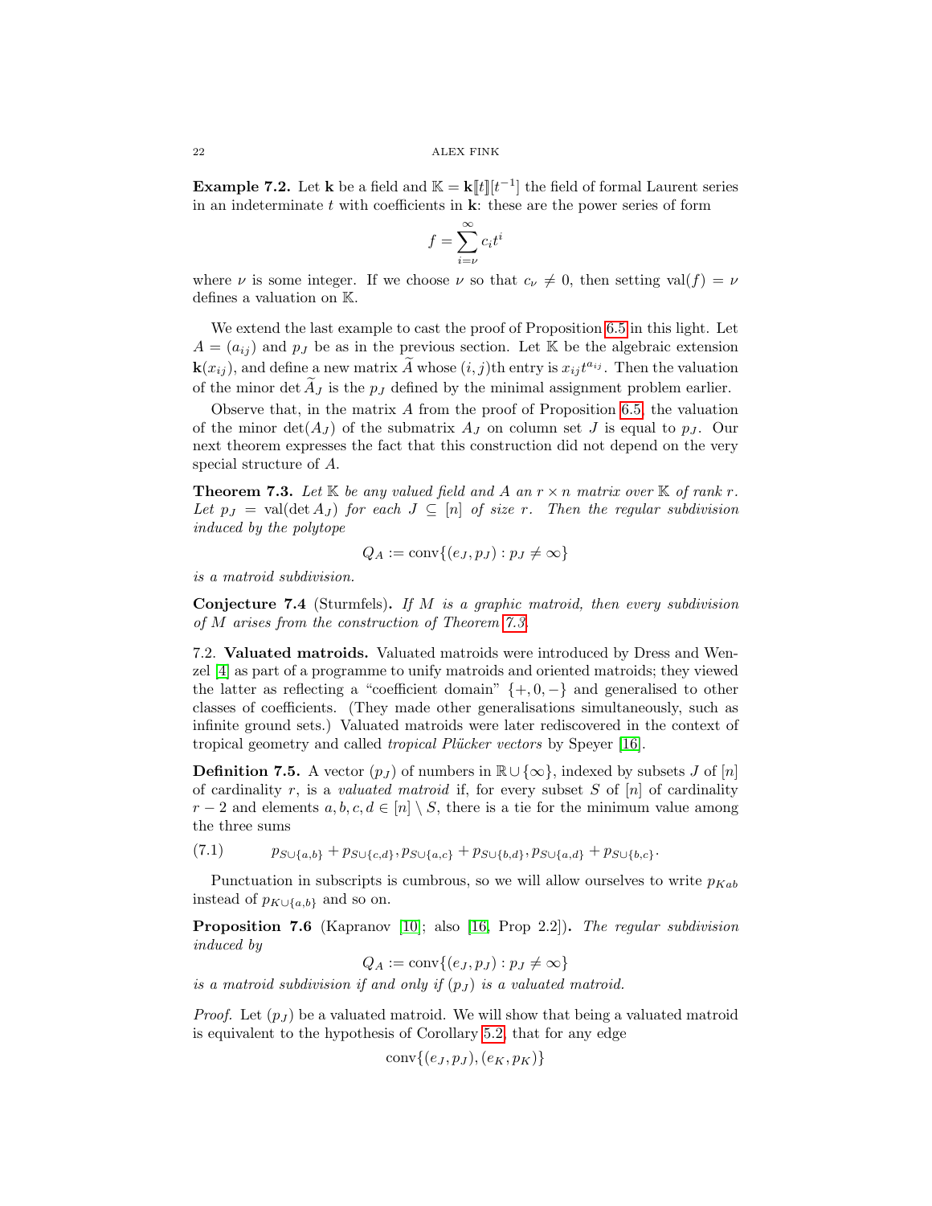**Example 7.2.** Let $\mathbf{k}$ be a field and $\mathbb{K} = \mathbf{k}[\![t]\!][t^{-1}]$ the field of formal Laurent series in an indeterminate $t$ with coefficients in $\mathbf{k}$: these are the power series of form

$$f = \sum_{i=\nu}^{\infty} c_i t^i$$

where $\nu$ is some integer. If we choose $\nu$ so that $c_\nu \neq 0$, then setting $\mathrm{val}(f) = \nu$ defines a valuation on $\mathbb{K}$.

We extend the last example to cast the proof of Proposition 6.5 in this light. Let $A = (a_{ij})$ and $p_J$ be as in the previous section. Let $\mathbb{K}$ be the algebraic extension $\mathbf{k}(x_{ij})$, and define a new matrix $\widetilde{A}$ whose $(i,j)$th entry is $x_{ij}t^{a_{ij}}$. Then the valuation of the minor $\det \widetilde{A}_J$ is the $p_J$ defined by the minimal assignment problem earlier.

Observe that, in the matrix $A$ from the proof of Proposition 6.5, the valuation of the minor $\det(A_J)$ of the submatrix $A_J$ on column set $J$ is equal to $p_J$. Our next theorem expresses the fact that this construction did not depend on the very special structure of $A$.

**Theorem 7.3.** *Let $\mathbb{K}$ be any valued field and $A$ an $r \times n$ matrix over $\mathbb{K}$ of rank $r$. Let $p_J = \mathrm{val}(\det A_J)$ for each $J \subseteq [n]$ of size $r$. Then the regular subdivision induced by the polytope*

$$Q_A := \mathrm{conv}\{(e_J, p_J) : p_J \neq \infty\}$$

*is a matroid subdivision.*

**Conjecture 7.4** (Sturmfels)**.** *If $M$ is a graphic matroid, then every subdivision of $M$ arises from the construction of Theorem 7.3.*

## 7.2. Valuated matroids.

Valuated matroids were introduced by Dress and Wenzel [4] as part of a programme to unify matroids and oriented matroids; they viewed the latter as reflecting a "coefficient domain" $\{+, 0, -\}$ and generalised to other classes of coefficients. (They made other generalisations simultaneously, such as infinite ground sets.) Valuated matroids were later rediscovered in the context of tropical geometry and called *tropical Plücker vectors* by Speyer [16].

**Definition 7.5.** A vector $(p_J)$ of numbers in $\mathbb{R} \cup \{\infty\}$, indexed by subsets $J$ of $[n]$ of cardinality $r$, is a *valuated matroid* if, for every subset $S$ of $[n]$ of cardinality $r-2$ and elements $a, b, c, d \in [n] \setminus S$, there is a tie for the minimum value among the three sums

$$p_{S\cup\{a,b\}} + p_{S\cup\{c,d\}}, p_{S\cup\{a,c\}} + p_{S\cup\{b,d\}}, p_{S\cup\{a,d\}} + p_{S\cup\{b,c\}}. \tag{7.1}$$

Punctuation in subscripts is cumbrous, so we will allow ourselves to write $p_{Kab}$ instead of $p_{K\cup\{a,b\}}$ and so on.

**Proposition 7.6** (Kapranov [10]; also [16, Prop 2.2])**.** *The regular subdivision induced by*

$$Q_A := \mathrm{conv}\{(e_J, p_J) : p_J \neq \infty\}$$

*is a matroid subdivision if and only if $(p_J)$ is a valuated matroid.*

*Proof.* Let $(p_J)$ be a valuated matroid. We will show that being a valuated matroid is equivalent to the hypothesis of Corollary 5.2, that for any edge

$$\mathrm{conv}\{(e_J, p_J), (e_K, p_K)\}$$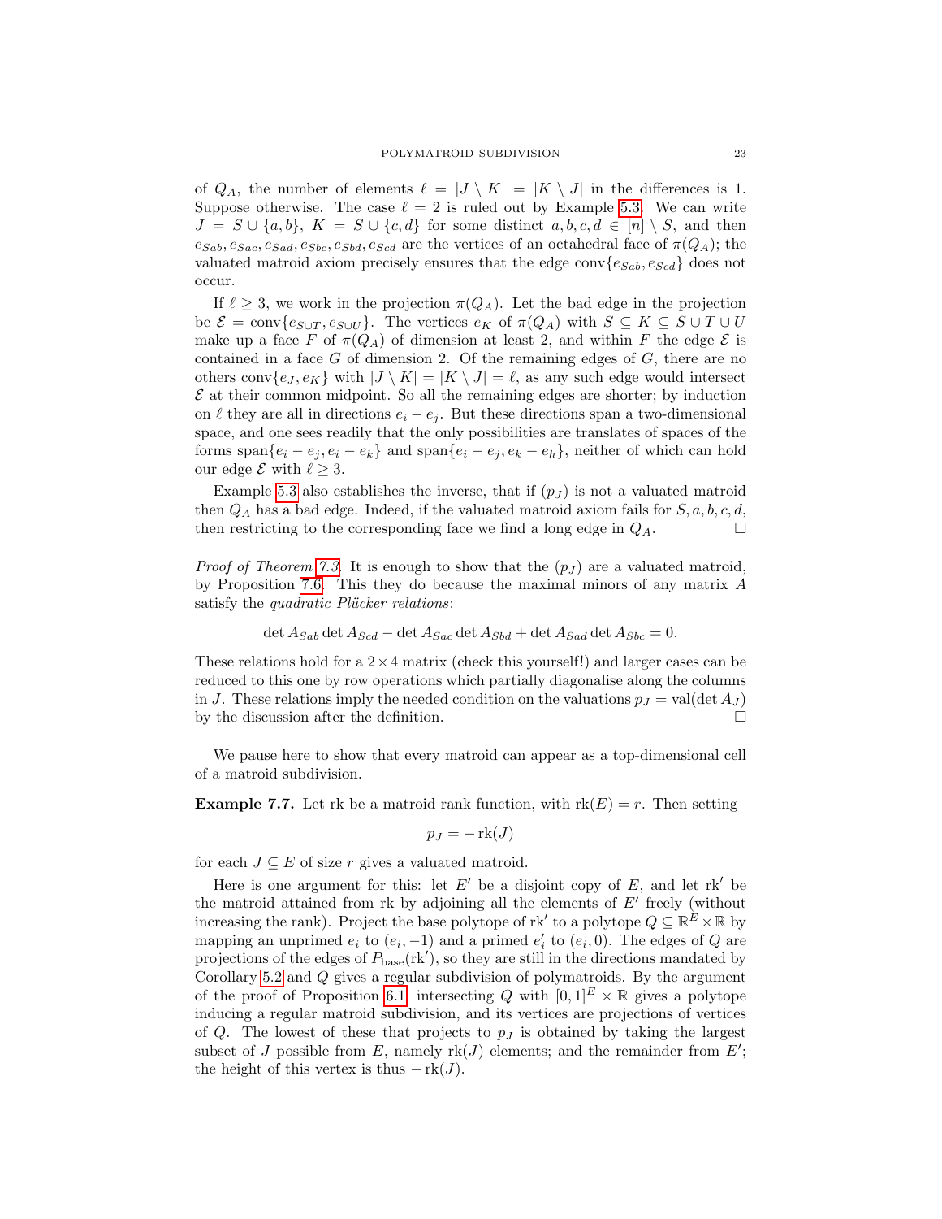of $Q_A$, the number of elements $\ell = |J \setminus K| = |K \setminus J|$ in the differences is 1. Suppose otherwise. The case $\ell = 2$ is ruled out by Example 5.3. We can write $J = S \cup \{a, b\}$, $K = S \cup \{c, d\}$ for some distinct $a, b, c, d \in [n] \setminus S$, and then $e_{Sab}, e_{Sac}, e_{Sad}, e_{Sbc}, e_{Sbd}, e_{Scd}$ are the vertices of an octahedral face of $\pi(Q_A)$; the valuated matroid axiom precisely ensures that the edge $\operatorname{conv}\{e_{Sab}, e_{Scd}\}$ does not occur.

If $\ell \geq 3$, we work in the projection $\pi(Q_A)$. Let the bad edge in the projection be $\mathcal{E} = \operatorname{conv}\{e_{S\cup T}, e_{S\cup U}\}$. The vertices $e_K$ of $\pi(Q_A)$ with $S \subseteq K \subseteq S \cup T \cup U$ make up a face $F$ of $\pi(Q_A)$ of dimension at least 2, and within $F$ the edge $\mathcal{E}$ is contained in a face $G$ of dimension 2. Of the remaining edges of $G$, there are no others $\operatorname{conv}\{e_J, e_K\}$ with $|J \setminus K| = |K \setminus J| = \ell$, as any such edge would intersect $\mathcal{E}$ at their common midpoint. So all the remaining edges are shorter; by induction on $\ell$ they are all in directions $e_i - e_j$. But these directions span a two-dimensional space, and one sees readily that the only possibilities are translates of spaces of the forms $\operatorname{span}\{e_i - e_j, e_i - e_k\}$ and $\operatorname{span}\{e_i - e_j, e_k - e_h\}$, neither of which can hold our edge $\mathcal{E}$ with $\ell \geq 3$.

Example 5.3 also establishes the inverse, that if $(p_J)$ is not a valuated matroid then $Q_A$ has a bad edge. Indeed, if the valuated matroid axiom fails for $S, a, b, c, d$, then restricting to the corresponding face we find a long edge in $Q_A$. □

*Proof of Theorem 7.3.* It is enough to show that the $(p_J)$ are a valuated matroid, by Proposition 7.6. This they do because the maximal minors of any matrix $A$ satisfy the *quadratic Plücker relations*:

$$\det A_{Sab} \det A_{Scd} - \det A_{Sac} \det A_{Sbd} + \det A_{Sad} \det A_{Sbc} = 0.$$

These relations hold for a $2 \times 4$ matrix (check this yourself!) and larger cases can be reduced to this one by row operations which partially diagonalise along the columns in $J$. These relations imply the needed condition on the valuations $p_J = \operatorname{val}(\det A_J)$ by the discussion after the definition. □

We pause here to show that every matroid can appear as a top-dimensional cell of a matroid subdivision.

**Example 7.7.** Let rk be a matroid rank function, with $\operatorname{rk}(E) = r$. Then setting

$$p_J = -\operatorname{rk}(J)$$

for each $J \subseteq E$ of size $r$ gives a valuated matroid.

Here is one argument for this: let $E'$ be a disjoint copy of $E$, and let $\operatorname{rk}'$ be the matroid attained from rk by adjoining all the elements of $E'$ freely (without increasing the rank). Project the base polytope of $\operatorname{rk}'$ to a polytope $Q \subseteq \mathbb{R}^E \times \mathbb{R}$ by mapping an unprimed $e_i$ to $(e_i, -1)$ and a primed $e'_i$ to $(e_i, 0)$. The edges of $Q$ are projections of the edges of $P_{\text{base}}(\operatorname{rk}')$, so they are still in the directions mandated by Corollary 5.2 and $Q$ gives a regular subdivision of polymatroids. By the argument of the proof of Proposition 6.1, intersecting $Q$ with $[0,1]^E \times \mathbb{R}$ gives a polytope inducing a regular matroid subdivision, and its vertices are projections of vertices of $Q$. The lowest of these that projects to $p_J$ is obtained by taking the largest subset of $J$ possible from $E$, namely $\operatorname{rk}(J)$ elements; and the remainder from $E'$; the height of this vertex is thus $-\operatorname{rk}(J)$.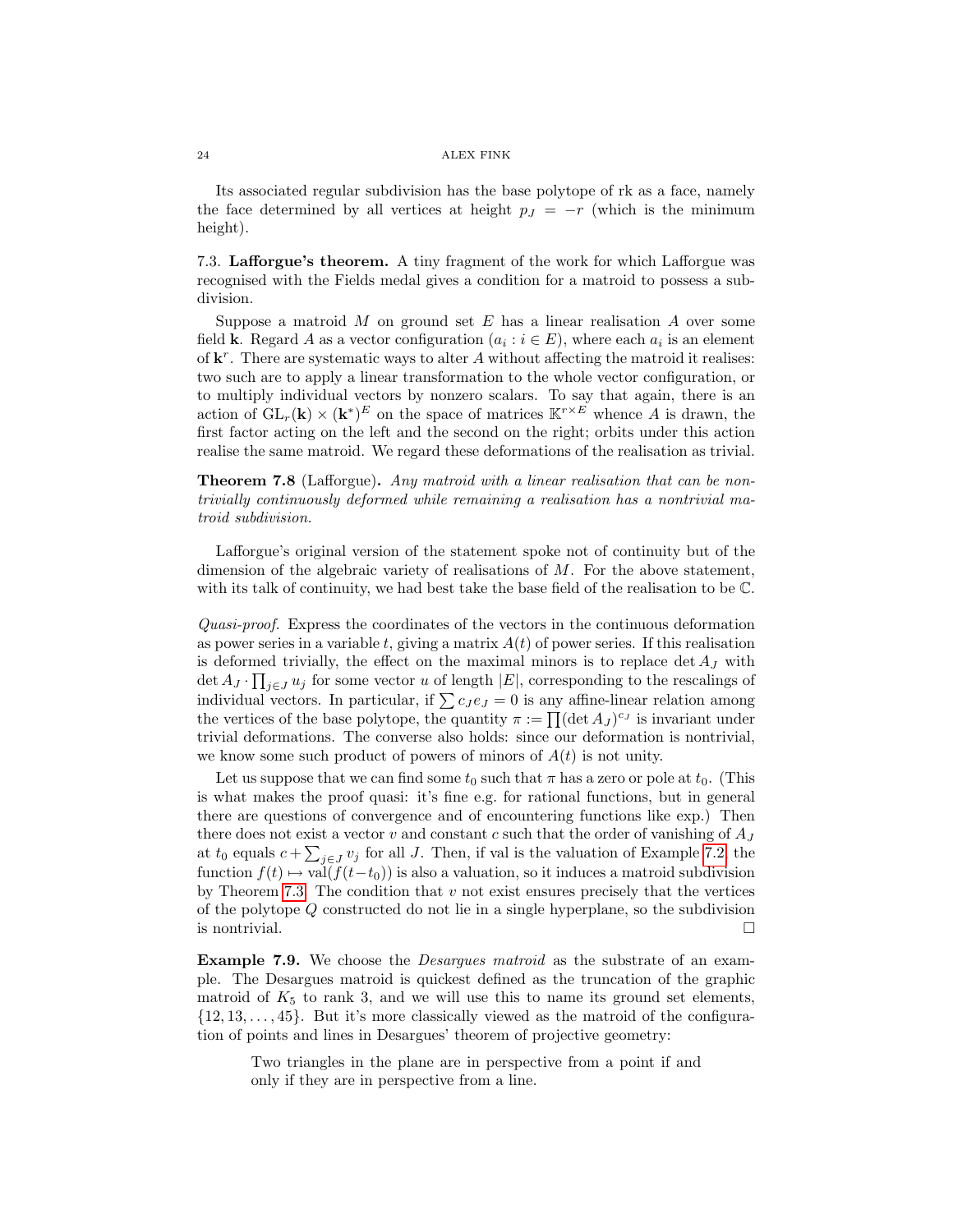Its associated regular subdivision has the base polytope of rk as a face, namely the face determined by all vertices at height $p_J = -r$ (which is the minimum height).

7.3. **Lafforgue's theorem.** A tiny fragment of the work for which Lafforgue was recognised with the Fields medal gives a condition for a matroid to possess a subdivision.

Suppose a matroid $M$ on ground set $E$ has a linear realisation $A$ over some field $\mathbf{k}$. Regard $A$ as a vector configuration $(a_i : i \in E)$, where each $a_i$ is an element of $\mathbf{k}^r$. There are systematic ways to alter $A$ without affecting the matroid it realises: two such are to apply a linear transformation to the whole vector configuration, or to multiply individual vectors by nonzero scalars. To say that again, there is an action of $\mathrm{GL}_r(\mathbf{k}) \times (\mathbf{k}^*)^E$ on the space of matrices $\mathbb{K}^{r\times E}$ whence $A$ is drawn, the first factor acting on the left and the second on the right; orbits under this action realise the same matroid. We regard these deformations of the realisation as trivial.

**Theorem 7.8** (Lafforgue)**.** *Any matroid with a linear realisation that can be nontrivially continuously deformed while remaining a realisation has a nontrivial matroid subdivision.*

Lafforgue's original version of the statement spoke not of continuity but of the dimension of the algebraic variety of realisations of $M$. For the above statement, with its talk of continuity, we had best take the base field of the realisation to be $\mathbb{C}$.

*Quasi-proof.* Express the coordinates of the vectors in the continuous deformation as power series in a variable $t$, giving a matrix $A(t)$ of power series. If this realisation is deformed trivially, the effect on the maximal minors is to replace $\det A_J$ with $\det A_J \cdot \prod_{j\in J} u_j$ for some vector $u$ of length $|E|$, corresponding to the rescalings of individual vectors. In particular, if $\sum c_J e_J = 0$ is any affine-linear relation among the vertices of the base polytope, the quantity $\pi := \prod(\det A_J)^{c_J}$ is invariant under trivial deformations. The converse also holds: since our deformation is nontrivial, we know some such product of powers of minors of $A(t)$ is not unity.

Let us suppose that we can find some $t_0$ such that $\pi$ has a zero or pole at $t_0$. (This is what makes the proof quasi: it's fine e.g. for rational functions, but in general there are questions of convergence and of encountering functions like exp.) Then there does not exist a vector $v$ and constant $c$ such that the order of vanishing of $A_J$ at $t_0$ equals $c + \sum_{j\in J} v_j$ for all $J$. Then, if val is the valuation of Example 7.2, the function $f(t) \mapsto \mathrm{val}(f(t-t_0))$ is also a valuation, so it induces a matroid subdivision by Theorem 7.3. The condition that $v$ not exist ensures precisely that the vertices of the polytope $Q$ constructed do not lie in a single hyperplane, so the subdivision is nontrivial. □

**Example 7.9.** We choose the *Desargues matroid* as the substrate of an example. The Desargues matroid is quickest defined as the truncation of the graphic matroid of $K_5$ to rank 3, and we will use this to name its ground set elements, $\{12, 13, \ldots, 45\}$. But it's more classically viewed as the matroid of the configuration of points and lines in Desargues' theorem of projective geometry:

> Two triangles in the plane are in perspective from a point if and only if they are in perspective from a line.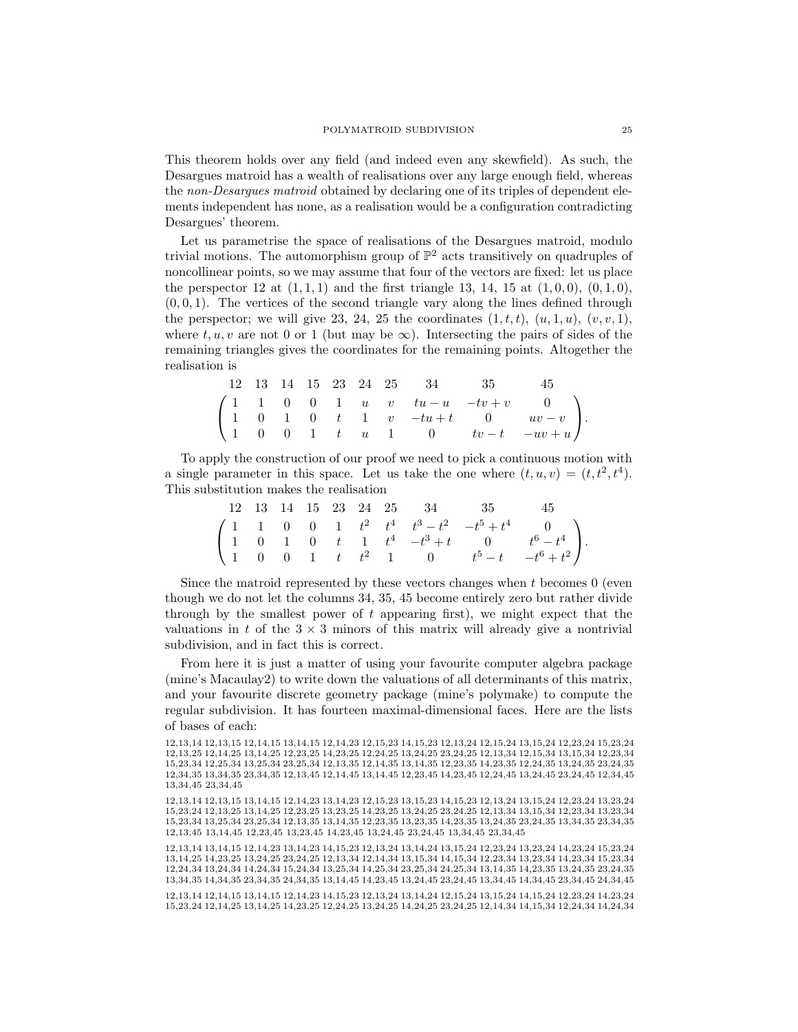This theorem holds over any field (and indeed even any skewfield). As such, the Desargues matroid has a wealth of realisations over any large enough field, whereas the *non-Desargues matroid* obtained by declaring one of its triples of dependent elements independent has none, as a realisation would be a configuration contradicting Desargues' theorem.

Let us parametrise the space of realisations of the Desargues matroid, modulo trivial motions. The automorphism group of $\mathbb{P}^2$ acts transitively on quadruples of noncollinear points, so we may assume that four of the vectors are fixed: let us place the perspector 12 at $(1,1,1)$ and the first triangle 13, 14, 15 at $(1,0,0)$, $(0,1,0)$, $(0,0,1)$. The vertices of the second triangle vary along the lines defined through the perspector; we will give 23, 24, 25 the coordinates $(1,t,t)$, $(u,1,u)$, $(v,v,1)$, where $t,u,v$ are not 0 or 1 (but may be $\infty$). Intersecting the pairs of sides of the remaining triangles gives the coordinates for the remaining points. Altogether the realisation is

$$\begin{array}{cccccccccc} 12 & 13 & 14 & 15 & 23 & 24 & 25 & 34 & 35 & 45 \end{array}$$
$$\begin{pmatrix} 1 & 1 & 0 & 0 & 1 & u & v & tu-u & -tv+v & 0 \\ 1 & 0 & 1 & 0 & t & 1 & v & -tu+t & 0 & uv-v \\ 1 & 0 & 0 & 1 & t & u & 1 & 0 & tv-t & -uv+u \end{pmatrix}.$$

To apply the construction of our proof we need to pick a continuous motion with a single parameter in this space. Let us take the one where $(t,u,v) = (t,t^2,t^4)$. This substitution makes the realisation

$$\begin{array}{cccccccccc} 12 & 13 & 14 & 15 & 23 & 24 & 25 & 34 & 35 & 45 \end{array}$$
$$\begin{pmatrix} 1 & 1 & 0 & 0 & 1 & t^2 & t^4 & t^3-t^2 & -t^5+t^4 & 0 \\ 1 & 0 & 1 & 0 & t & 1 & t^4 & -t^3+t & 0 & t^6-t^4 \\ 1 & 0 & 0 & 1 & t & t^2 & 1 & 0 & t^5-t & -t^6+t^2 \end{pmatrix}.$$

Since the matroid represented by these vectors changes when $t$ becomes 0 (even though we do not let the columns 34, 35, 45 become entirely zero but rather divide through by the smallest power of $t$ appearing first), we might expect that the valuations in $t$ of the $3 \times 3$ minors of this matrix will already give a nontrivial subdivision, and in fact this is correct.

From here it is just a matter of using your favourite computer algebra package (mine's Macaulay2) to write down the valuations of all determinants of this matrix, and your favourite discrete geometry package (mine's polymake) to compute the regular subdivision. It has fourteen maximal-dimensional faces. Here are the lists of bases of each:

12,13,14 12,13,15 12,14,15 13,14,15 12,14,23 12,15,23 14,15,23 12,13,24 12,15,24 13,15,24 12,23,24 15,23,24 12,13,25 12,14,25 13,14,25 12,23,25 14,23,25 12,24,25 13,24,25 23,24,25 12,13,34 12,15,34 13,15,34 12,23,34 15,23,34 12,25,34 13,25,34 23,25,34 12,13,35 12,14,35 13,14,35 12,23,35 14,23,35 12,24,35 13,24,35 23,24,35 12,34,35 13,34,35 23,34,35 12,13,45 12,14,45 13,14,45 12,23,45 14,23,45 12,24,45 13,24,45 23,24,45 12,34,45 13,34,45 23,34,45

12,13,14 12,13,15 13,14,15 12,14,23 13,14,23 12,15,23 13,15,23 14,15,23 12,13,24 13,15,24 12,23,24 13,23,24 15,23,24 12,13,25 13,14,25 12,23,25 13,23,25 14,23,25 13,24,25 23,24,25 12,13,34 13,15,34 12,23,34 13,23,34 15,23,34 13,25,34 23,25,34 12,13,35 13,14,35 12,23,35 13,23,35 14,23,35 13,24,35 23,24,35 13,34,35 23,34,35 12,13,45 13,14,45 12,23,45 13,23,45 14,23,45 13,24,45 23,24,45 13,34,45 23,34,45

12,13,14 13,14,15 12,14,23 13,14,23 14,15,23 12,13,24 13,14,24 13,15,24 12,23,24 13,23,24 14,23,24 15,23,24 13,14,25 14,23,25 13,24,25 23,24,25 12,13,34 12,14,34 13,15,34 14,15,34 12,23,34 13,23,34 14,23,34 15,23,34 12,24,34 13,24,34 14,24,34 15,24,34 13,25,34 14,25,34 23,25,34 24,25,34 13,14,35 14,23,35 13,24,35 23,24,35 13,34,35 14,34,35 23,34,35 24,34,35 13,14,45 14,23,45 13,24,45 23,24,45 13,34,45 14,34,45 23,34,45 24,34,45

12,13,14 12,14,15 13,14,15 12,14,23 14,15,23 12,13,24 13,14,24 12,15,24 13,15,24 14,15,24 12,23,24 14,23,24 15,23,24 12,14,25 13,14,25 14,23,25 12,24,25 13,24,25 14,24,25 23,24,25 12,14,34 14,15,34 12,24,34 14,24,34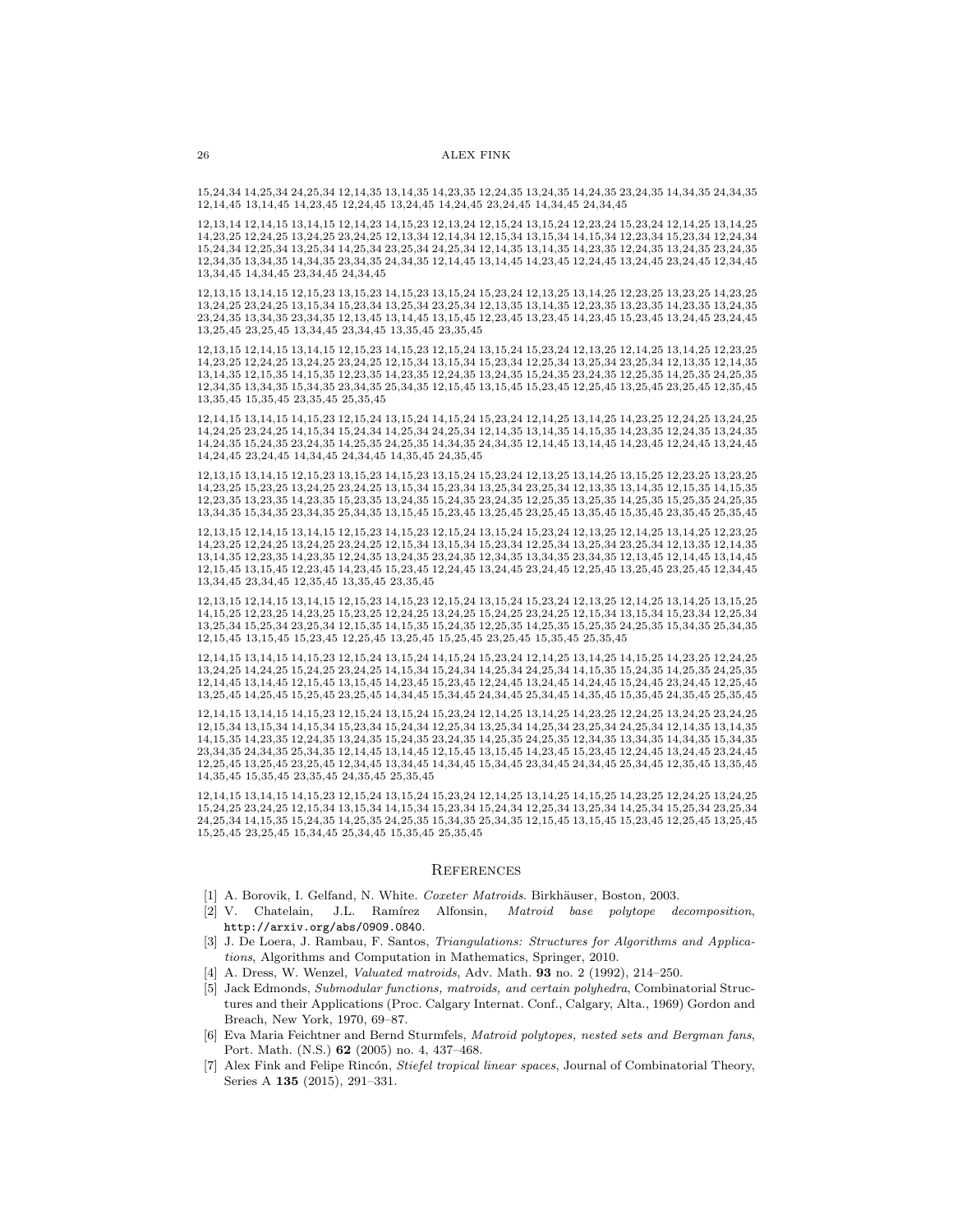15,24,34 14,25,34 24,25,34 12,14,35 13,14,35 14,23,35 12,24,35 13,24,35 14,24,35 23,24,35 14,34,35 24,34,35 12,14,45 13,14,45 14,23,45 12,24,45 13,24,45 14,24,45 23,24,45 14,34,45 24,34,45

12,13,14 12,14,15 13,14,15 12,14,23 14,15,23 12,13,24 12,15,24 13,15,24 12,23,24 15,23,24 12,14,25 13,14,25 14,23,25 12,24,25 13,24,25 23,24,25 12,13,34 12,14,34 12,15,34 13,15,34 14,15,34 12,23,34 15,23,34 12,24,34 15,24,34 12,25,34 13,25,34 14,25,34 23,25,34 24,25,34 12,14,35 13,14,35 14,23,35 12,24,35 13,24,35 23,24,35 12,34,35 13,34,35 14,34,35 23,34,35 24,34,35 12,14,45 13,14,45 14,23,45 12,24,45 13,24,45 23,24,45 12,34,45 13,34,45 14,34,45 23,34,45 24,34,45

12,13,15 13,14,15 12,15,23 13,15,23 14,15,23 13,15,24 15,23,24 12,13,25 13,14,25 12,23,25 13,23,25 14,23,25 13,24,25 23,24,25 13,15,34 15,23,34 13,25,34 23,25,34 12,13,35 13,14,35 12,23,35 13,23,35 14,23,35 13,24,35 23,24,35 13,34,35 23,34,35 12,13,45 13,14,45 13,15,45 12,23,45 13,23,45 14,23,45 15,23,45 13,24,45 23,24,45 13,25,45 23,25,45 13,34,45 23,34,45 13,35,45 23,35,45

12,13,15 12,14,15 13,14,15 12,15,23 14,15,23 12,15,24 13,15,24 15,23,24 12,13,25 12,14,25 13,14,25 12,23,25 14,23,25 12,24,25 13,24,25 23,24,25 12,15,34 13,15,34 15,23,34 12,25,34 13,25,34 23,25,34 12,13,35 12,14,35 13,14,35 12,15,35 14,15,35 12,23,35 14,23,35 12,24,35 13,24,35 15,24,35 23,24,35 12,25,35 14,25,35 24,25,35 12,34,35 13,34,35 15,34,35 23,34,35 25,34,35 12,15,45 13,15,45 15,23,45 12,25,45 13,25,45 23,25,45 12,35,45 13,35,45 15,35,45 23,35,45 25,35,45

12,14,15 13,14,15 14,15,23 12,15,24 13,15,24 14,15,24 15,23,24 12,14,25 13,14,25 14,23,25 12,24,25 13,24,25 14,24,25 23,24,25 14,15,34 15,24,34 14,25,34 24,25,34 12,14,35 13,14,35 14,15,35 14,23,35 12,24,35 13,24,35 14,24,35 15,24,35 23,24,35 14,25,35 24,25,35 14,34,35 24,34,35 12,14,45 13,14,45 14,23,45 12,24,45 13,24,45 14,24,45 23,24,45 14,34,45 24,34,45 14,35,45 24,35,45

12,13,15 13,14,15 12,15,23 13,15,23 14,15,23 13,15,24 15,23,24 12,13,25 13,14,25 13,15,25 12,23,25 13,23,25 14,23,25 15,23,25 13,24,25 23,24,25 13,15,34 15,23,34 13,25,34 23,25,34 12,13,35 13,14,35 12,15,35 14,15,35 12,23,35 13,23,35 14,23,35 15,23,35 13,24,35 15,24,35 23,24,35 12,25,35 13,25,35 14,25,35 15,25,35 24,25,35 13,34,35 15,34,35 23,34,35 25,34,35 13,15,45 15,23,45 13,25,45 23,25,45 13,35,45 15,35,45 23,35,45 25,35,45

12,13,15 12,14,15 13,14,15 12,15,23 14,15,23 12,15,24 13,15,24 15,23,24 12,13,25 12,14,25 13,14,25 12,23,25 14,23,25 12,24,25 13,24,25 23,24,25 12,15,34 13,15,34 15,23,34 12,25,34 13,25,34 23,25,34 12,13,35 12,14,35 13,14,35 12,23,35 14,23,35 12,24,35 13,24,35 23,24,35 12,34,35 13,34,35 23,34,35 12,13,45 12,14,45 13,14,45 12,15,45 13,15,45 12,23,45 14,23,45 15,23,45 12,24,45 13,24,45 23,24,45 12,25,45 13,25,45 23,25,45 12,34,45 13,34,45 23,34,45 12,35,45 13,35,45 23,35,45

12,13,15 12,14,15 13,14,15 12,15,23 14,15,23 12,15,24 13,15,24 15,23,24 12,13,25 12,14,25 13,14,25 13,15,25 14,15,25 12,23,25 14,23,25 15,23,25 12,24,25 13,24,25 15,24,25 23,24,25 12,15,34 13,15,34 15,23,34 12,25,34 13,25,34 15,25,34 23,25,34 12,15,35 14,15,35 15,24,35 12,25,35 14,25,35 15,25,35 24,25,35 15,34,35 25,34,35 12,15,45 13,15,45 15,23,45 12,25,45 13,25,45 15,25,45 23,25,45 15,35,45 25,35,45

12,14,15 13,14,15 14,15,23 12,15,24 13,15,24 14,15,24 15,23,24 12,14,25 13,14,25 14,15,25 14,23,25 12,24,25 13,24,25 14,24,25 15,24,25 23,24,25 14,15,34 15,24,34 14,25,34 24,25,34 14,15,35 15,24,35 14,25,35 24,25,35 12,14,45 13,14,45 12,15,45 13,15,45 14,23,45 15,23,45 12,24,45 13,24,45 14,24,45 15,24,45 23,24,45 12,25,45 13,25,45 14,25,45 15,25,45 23,25,45 14,34,45 15,34,45 24,34,45 25,34,45 14,35,45 15,35,45 24,35,45 25,35,45

12,14,15 13,14,15 14,15,23 12,15,24 13,15,24 15,23,24 12,14,25 13,14,25 14,23,25 12,24,25 13,24,25 23,24,25 12,15,34 13,15,34 14,15,34 15,23,34 15,24,34 12,25,34 13,25,34 14,25,34 23,25,34 24,25,34 12,14,35 13,14,35 14,15,35 14,23,35 12,24,35 13,24,35 15,24,35 23,24,35 14,25,35 24,25,35 12,34,35 13,34,35 14,34,35 15,34,35 23,34,35 24,34,35 25,34,35 12,14,45 13,14,45 12,15,45 13,15,45 14,23,45 15,23,45 12,24,45 13,24,45 23,24,45 12,25,45 13,25,45 23,25,45 12,34,45 13,34,45 14,34,45 15,34,45 23,34,45 24,34,45 25,34,45 12,35,45 13,35,45 14,35,45 15,35,45 23,35,45 24,35,45 25,35,45

12,14,15 13,14,15 14,15,23 12,15,24 13,15,24 15,23,24 12,14,25 13,14,25 14,15,25 14,23,25 12,24,25 13,24,25 15,24,25 23,24,25 12,15,34 13,15,34 14,15,34 15,23,34 15,24,34 12,25,34 13,25,34 14,25,34 15,25,34 23,25,34 24,25,34 14,15,35 15,24,35 14,25,35 24,25,35 15,34,35 25,34,35 12,15,45 13,15,45 15,23,45 12,25,45 13,25,45 15,25,45 23,25,45 15,34,45 25,34,45 15,35,45 25,35,45

## References

[1] A. Borovik, I. Gelfand, N. White. *Coxeter Matroids*. Birkhäuser, Boston, 2003.

[2] V. Chatelain, J.L. Ramírez Alfonsin, *Matroid base polytope decomposition*, http://arxiv.org/abs/0909.0840.

[3] J. De Loera, J. Rambau, F. Santos, *Triangulations: Structures for Algorithms and Applications*, Algorithms and Computation in Mathematics, Springer, 2010.

[4] A. Dress, W. Wenzel, *Valuated matroids*, Adv. Math. **93** no. 2 (1992), 214–250.

[5] Jack Edmonds, *Submodular functions, matroids, and certain polyhedra*, Combinatorial Structures and their Applications (Proc. Calgary Internat. Conf., Calgary, Alta., 1969) Gordon and Breach, New York, 1970, 69–87.

[6] Eva Maria Feichtner and Bernd Sturmfels, *Matroid polytopes, nested sets and Bergman fans*, Port. Math. (N.S.) **62** (2005) no. 4, 437–468.

[7] Alex Fink and Felipe Rincón, *Stiefel tropical linear spaces*, Journal of Combinatorial Theory, Series A **135** (2015), 291–331.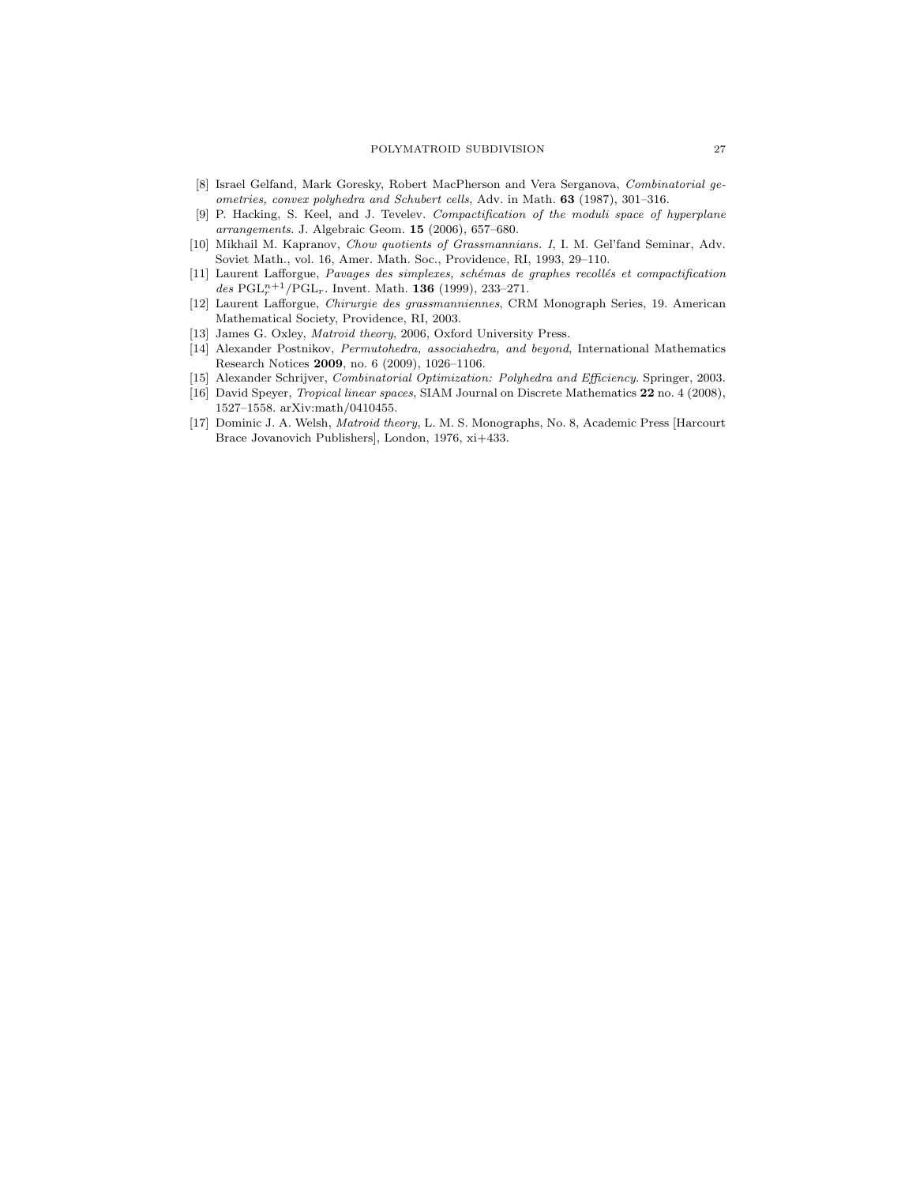[8] Israel Gelfand, Mark Goresky, Robert MacPherson and Vera Serganova, *Combinatorial geometries, convex polyhedra and Schubert cells*, Adv. in Math. **63** (1987), 301–316.

[9] P. Hacking, S. Keel, and J. Tevelev. *Compactification of the moduli space of hyperplane arrangements*. J. Algebraic Geom. **15** (2006), 657–680.

[10] Mikhail M. Kapranov, *Chow quotients of Grassmannians. I*, I. M. Gel'fand Seminar, Adv. Soviet Math., vol. 16, Amer. Math. Soc., Providence, RI, 1993, 29–110.

[11] Laurent Lafforgue, *Pavages des simplexes, schémas de graphes recollés et compactification des* $\mathrm{PGL}_r^{n+1}/\mathrm{PGL}_r$. Invent. Math. **136** (1999), 233–271.

[12] Laurent Lafforgue, *Chirurgie des grassmanniennes*, CRM Monograph Series, 19. American Mathematical Society, Providence, RI, 2003.

[13] James G. Oxley, *Matroid theory*, 2006, Oxford University Press.

[14] Alexander Postnikov, *Permutohedra, associahedra, and beyond*, International Mathematics Research Notices **2009**, no. 6 (2009), 1026–1106.

[15] Alexander Schrijver, *Combinatorial Optimization: Polyhedra and Efficiency*. Springer, 2003.

[16] David Speyer, *Tropical linear spaces*, SIAM Journal on Discrete Mathematics **22** no. 4 (2008), 1527–1558. arXiv:math/0410455.

[17] Dominic J. A. Welsh, *Matroid theory*, L. M. S. Monographs, No. 8, Academic Press [Harcourt Brace Jovanovich Publishers], London, 1976, xi+433.